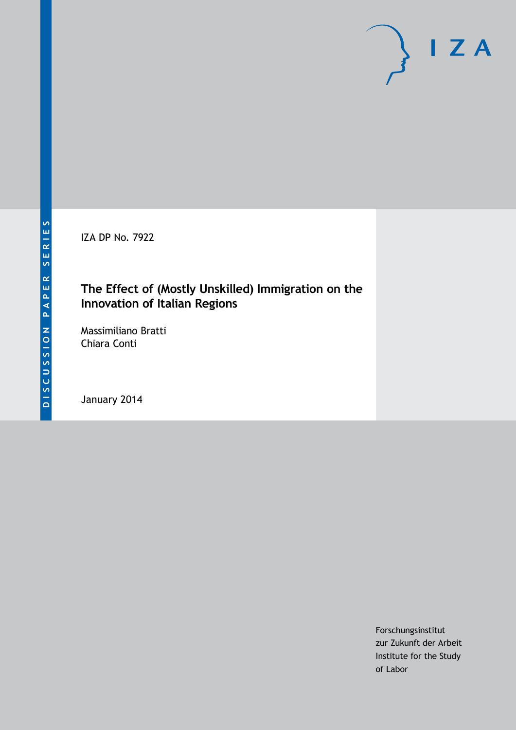DISCUSSION PAPER SERIES

IZA DP No. 7922

# The Effect of (Mostly Unskilled) Immigration on the Innovation of Italian Regions

Massimiliano Bratti
Chiara Conti

January 2014

Forschungsinstitut
zur Zukunft der Arbeit
Institute for the Study
of Labor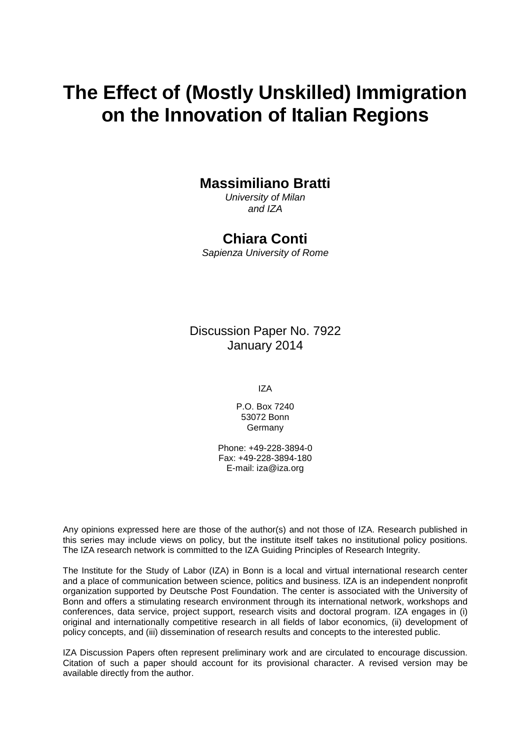# The Effect of (Mostly Unskilled) Immigration on the Innovation of Italian Regions

**Massimiliano Bratti**
*University of Milan and IZA*

**Chiara Conti**
*Sapienza University of Rome*

Discussion Paper No. 7922
January 2014

IZA

P.O. Box 7240
53072 Bonn
Germany

Phone: +49-228-3894-0
Fax: +49-228-3894-180
E-mail: iza@iza.org

Any opinions expressed here are those of the author(s) and not those of IZA. Research published in this series may include views on policy, but the institute itself takes no institutional policy positions. The IZA research network is committed to the IZA Guiding Principles of Research Integrity.

The Institute for the Study of Labor (IZA) in Bonn is a local and virtual international research center and a place of communication between science, politics and business. IZA is an independent nonprofit organization supported by Deutsche Post Foundation. The center is associated with the University of Bonn and offers a stimulating research environment through its international network, workshops and conferences, data service, project support, research visits and doctoral program. IZA engages in (i) original and internationally competitive research in all fields of labor economics, (ii) development of policy concepts, and (iii) dissemination of research results and concepts to the interested public.

IZA Discussion Papers often represent preliminary work and are circulated to encourage discussion. Citation of such a paper should account for its provisional character. A revised version may be available directly from the author.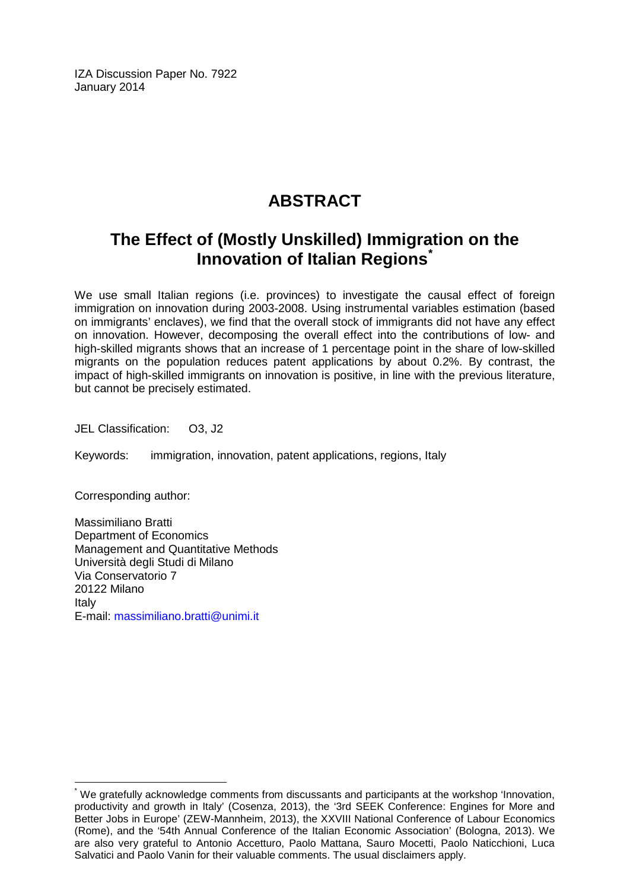IZA Discussion Paper No. 7922
January 2014

# ABSTRACT

## The Effect of (Mostly Unskilled) Immigration on the Innovation of Italian Regions[*]

We use small Italian regions (i.e. provinces) to investigate the causal effect of foreign immigration on innovation during 2003-2008. Using instrumental variables estimation (based on immigrants' enclaves), we find that the overall stock of immigrants did not have any effect on innovation. However, decomposing the overall effect into the contributions of low- and high-skilled migrants shows that an increase of 1 percentage point in the share of low-skilled migrants on the population reduces patent applications by about 0.2%. By contrast, the impact of high-skilled immigrants on innovation is positive, in line with the previous literature, but cannot be precisely estimated.

JEL Classification: O3, J2

Keywords: immigration, innovation, patent applications, regions, Italy

Corresponding author:

Massimiliano Bratti
Department of Economics
Management and Quantitative Methods
Università degli Studi di Milano
Via Conservatorio 7
20122 Milano
Italy
E-mail: massimiliano.bratti@unimi.it

[*] We gratefully acknowledge comments from discussants and participants at the workshop 'Innovation, productivity and growth in Italy' (Cosenza, 2013), the '3rd SEEK Conference: Engines for More and Better Jobs in Europe' (ZEW-Mannheim, 2013), the XXVIII National Conference of Labour Economics (Rome), and the '54th Annual Conference of the Italian Economic Association' (Bologna, 2013). We are also very grateful to Antonio Accetturo, Paolo Mattana, Sauro Mocetti, Paolo Naticchioni, Luca Salvatici and Paolo Vanin for their valuable comments. The usual disclaimers apply.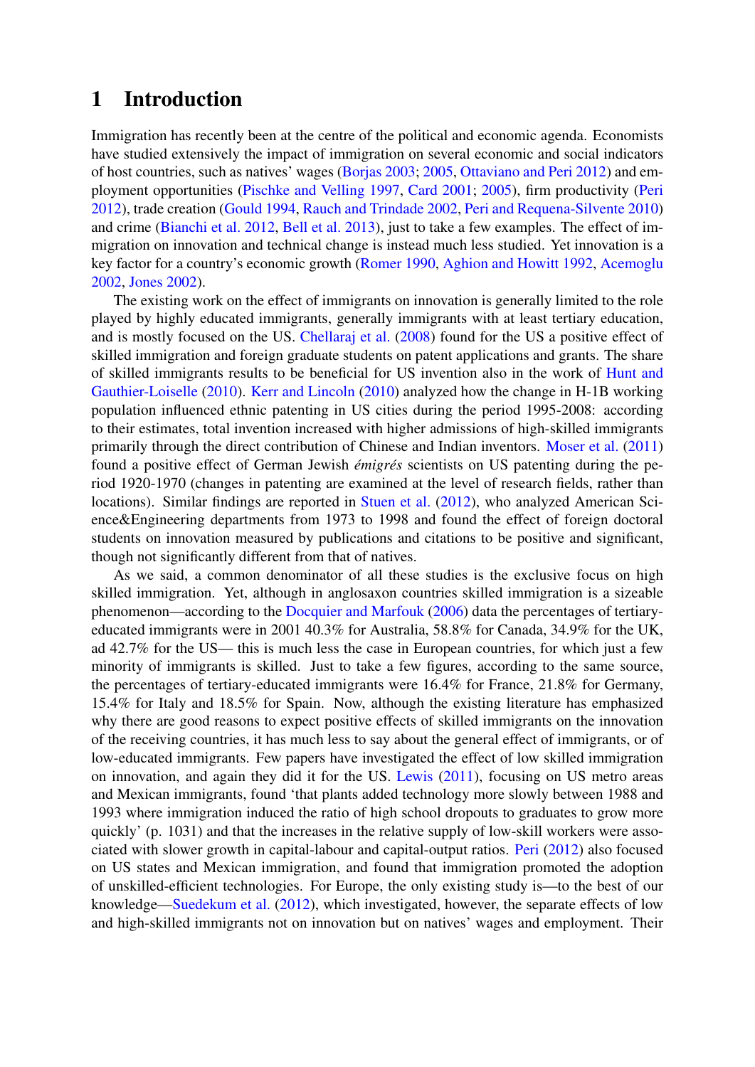# 1 Introduction

Immigration has recently been at the centre of the political and economic agenda. Economists have studied extensively the impact of immigration on several economic and social indicators of host countries, such as natives' wages (Borjas 2003; 2005, Ottaviano and Peri 2012) and employment opportunities (Pischke and Velling 1997, Card 2001; 2005), firm productivity (Peri 2012), trade creation (Gould 1994, Rauch and Trindade 2002, Peri and Requena-Silvente 2010) and crime (Bianchi et al. 2012, Bell et al. 2013), just to take a few examples. The effect of immigration on innovation and technical change is instead much less studied. Yet innovation is a key factor for a country's economic growth (Romer 1990, Aghion and Howitt 1992, Acemoglu 2002, Jones 2002).

The existing work on the effect of immigrants on innovation is generally limited to the role played by highly educated immigrants, generally immigrants with at least tertiary education, and is mostly focused on the US. Chellaraj et al. (2008) found for the US a positive effect of skilled immigration and foreign graduate students on patent applications and grants. The share of skilled immigrants results to be beneficial for US invention also in the work of Hunt and Gauthier-Loiselle (2010). Kerr and Lincoln (2010) analyzed how the change in H-1B working population influenced ethnic patenting in US cities during the period 1995-2008: according to their estimates, total invention increased with higher admissions of high-skilled immigrants primarily through the direct contribution of Chinese and Indian inventors. Moser et al. (2011) found a positive effect of German Jewish *émigrés* scientists on US patenting during the period 1920-1970 (changes in patenting are examined at the level of research fields, rather than locations). Similar findings are reported in Stuen et al. (2012), who analyzed American Science&Engineering departments from 1973 to 1998 and found the effect of foreign doctoral students on innovation measured by publications and citations to be positive and significant, though not significantly different from that of natives.

As we said, a common denominator of all these studies is the exclusive focus on high skilled immigration. Yet, although in anglosaxon countries skilled immigration is a sizeable phenomenon—according to the Docquier and Marfouk (2006) data the percentages of tertiary-educated immigrants were in 2001 40.3% for Australia, 58.8% for Canada, 34.9% for the UK, ad 42.7% for the US— this is much less the case in European countries, for which just a few minority of immigrants is skilled. Just to take a few figures, according to the same source, the percentages of tertiary-educated immigrants were 16.4% for France, 21.8% for Germany, 15.4% for Italy and 18.5% for Spain. Now, although the existing literature has emphasized why there are good reasons to expect positive effects of skilled immigrants on the innovation of the receiving countries, it has much less to say about the general effect of immigrants, or of low-educated immigrants. Few papers have investigated the effect of low skilled immigration on innovation, and again they did it for the US. Lewis (2011), focusing on US metro areas and Mexican immigrants, found 'that plants added technology more slowly between 1988 and 1993 where immigration induced the ratio of high school dropouts to graduates to grow more quickly' (p. 1031) and that the increases in the relative supply of low-skill workers were associated with slower growth in capital-labour and capital-output ratios. Peri (2012) also focused on US states and Mexican immigration, and found that immigration promoted the adoption of unskilled-efficient technologies. For Europe, the only existing study is—to the best of our knowledge—Suedekum et al. (2012), which investigated, however, the separate effects of low and high-skilled immigrants not on innovation but on natives' wages and employment. Their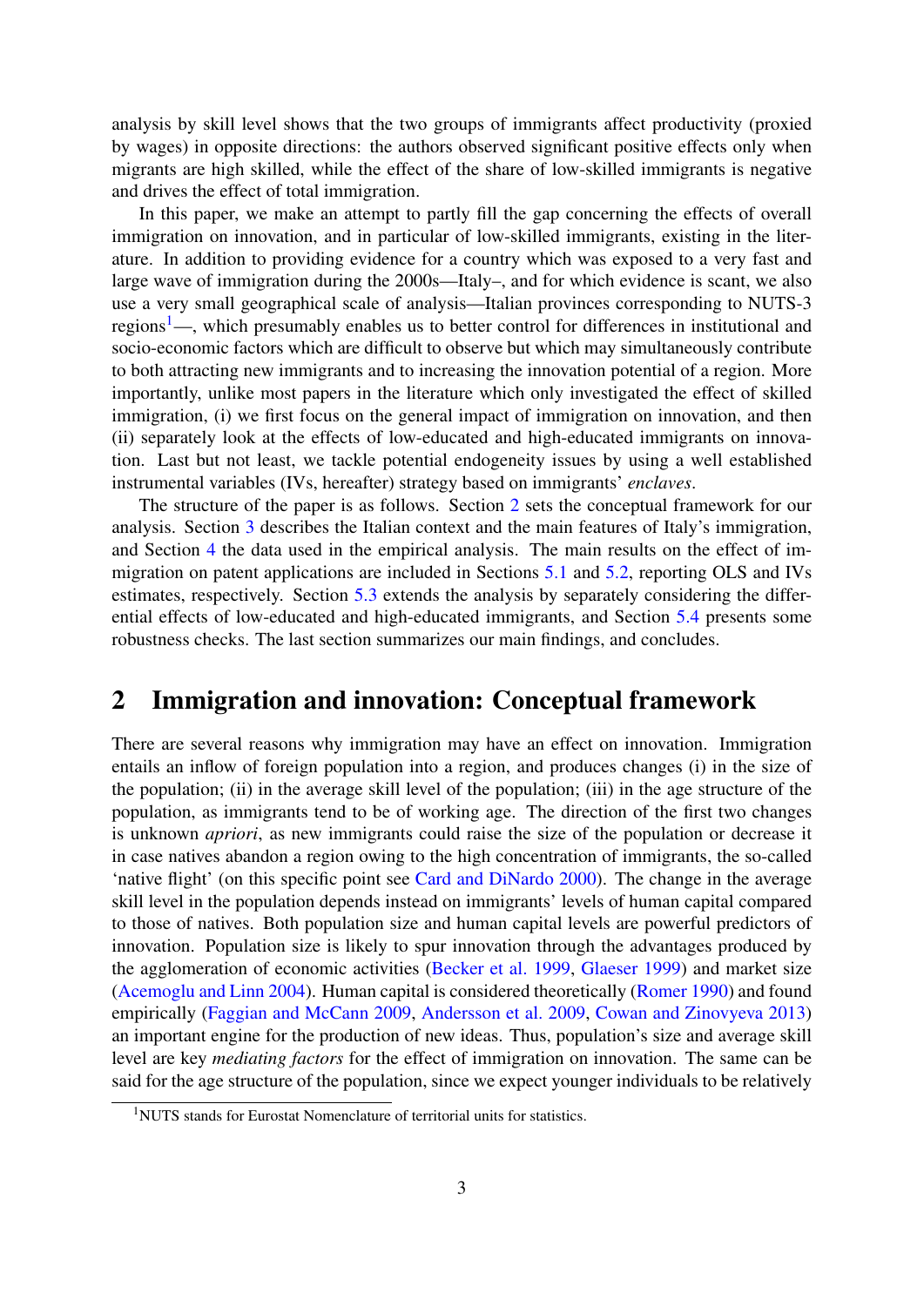analysis by skill level shows that the two groups of immigrants affect productivity (proxied by wages) in opposite directions: the authors observed significant positive effects only when migrants are high skilled, while the effect of the share of low-skilled immigrants is negative and drives the effect of total immigration.

In this paper, we make an attempt to partly fill the gap concerning the effects of overall immigration on innovation, and in particular of low-skilled immigrants, existing in the literature. In addition to providing evidence for a country which was exposed to a very fast and large wave of immigration during the 2000s—Italy–, and for which evidence is scant, we also use a very small geographical scale of analysis—Italian provinces corresponding to NUTS-3 regions[1]—, which presumably enables us to better control for differences in institutional and socio-economic factors which are difficult to observe but which may simultaneously contribute to both attracting new immigrants and to increasing the innovation potential of a region. More importantly, unlike most papers in the literature which only investigated the effect of skilled immigration, (i) we first focus on the general impact of immigration on innovation, and then (ii) separately look at the effects of low-educated and high-educated immigrants on innovation. Last but not least, we tackle potential endogeneity issues by using a well established instrumental variables (IVs, hereafter) strategy based on immigrants' *enclaves*.

The structure of the paper is as follows. Section 2 sets the conceptual framework for our analysis. Section 3 describes the Italian context and the main features of Italy's immigration, and Section 4 the data used in the empirical analysis. The main results on the effect of immigration on patent applications are included in Sections 5.1 and 5.2, reporting OLS and IVs estimates, respectively. Section 5.3 extends the analysis by separately considering the differential effects of low-educated and high-educated immigrants, and Section 5.4 presents some robustness checks. The last section summarizes our main findings, and concludes.

## 2 Immigration and innovation: Conceptual framework

There are several reasons why immigration may have an effect on innovation. Immigration entails an inflow of foreign population into a region, and produces changes (i) in the size of the population; (ii) in the average skill level of the population; (iii) in the age structure of the population, as immigrants tend to be of working age. The direction of the first two changes is unknown *apriori*, as new immigrants could raise the size of the population or decrease it in case natives abandon a region owing to the high concentration of immigrants, the so-called 'native flight' (on this specific point see Card and DiNardo 2000). The change in the average skill level in the population depends instead on immigrants' levels of human capital compared to those of natives. Both population size and human capital levels are powerful predictors of innovation. Population size is likely to spur innovation through the advantages produced by the agglomeration of economic activities (Becker et al. 1999, Glaeser 1999) and market size (Acemoglu and Linn 2004). Human capital is considered theoretically (Romer 1990) and found empirically (Faggian and McCann 2009, Andersson et al. 2009, Cowan and Zinovyeva 2013) an important engine for the production of new ideas. Thus, population's size and average skill level are key *mediating factors* for the effect of immigration on innovation. The same can be said for the age structure of the population, since we expect younger individuals to be relatively

[1] NUTS stands for Eurostat Nomenclature of territorial units for statistics.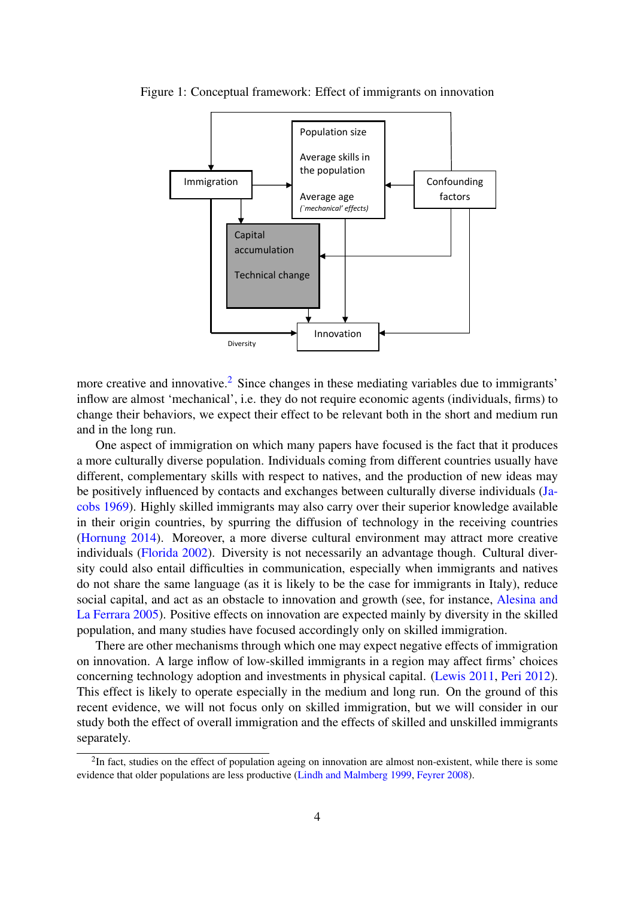Figure 1: Conceptual framework: Effect of immigrants on innovation

more creative and innovative.[2] Since changes in these mediating variables due to immigrants' inflow are almost 'mechanical', i.e. they do not require economic agents (individuals, firms) to change their behaviors, we expect their effect to be relevant both in the short and medium run and in the long run.

One aspect of immigration on which many papers have focused is the fact that it produces a more culturally diverse population. Individuals coming from different countries usually have different, complementary skills with respect to natives, and the production of new ideas may be positively influenced by contacts and exchanges between culturally diverse individuals (Jacobs 1969). Highly skilled immigrants may also carry over their superior knowledge available in their origin countries, by spurring the diffusion of technology in the receiving countries (Hornung 2014). Moreover, a more diverse cultural environment may attract more creative individuals (Florida 2002). Diversity is not necessarily an advantage though. Cultural diversity could also entail difficulties in communication, especially when immigrants and natives do not share the same language (as it is likely to be the case for immigrants in Italy), reduce social capital, and act as an obstacle to innovation and growth (see, for instance, Alesina and La Ferrara 2005). Positive effects on innovation are expected mainly by diversity in the skilled population, and many studies have focused accordingly only on skilled immigration.

There are other mechanisms through which one may expect negative effects of immigration on innovation. A large inflow of low-skilled immigrants in a region may affect firms' choices concerning technology adoption and investments in physical capital. (Lewis 2011, Peri 2012). This effect is likely to operate especially in the medium and long run. On the ground of this recent evidence, we will not focus only on skilled immigration, but we will consider in our study both the effect of overall immigration and the effects of skilled and unskilled immigrants separately.

[2] In fact, studies on the effect of population ageing on innovation are almost non-existent, while there is some evidence that older populations are less productive (Lindh and Malmberg 1999, Feyrer 2008).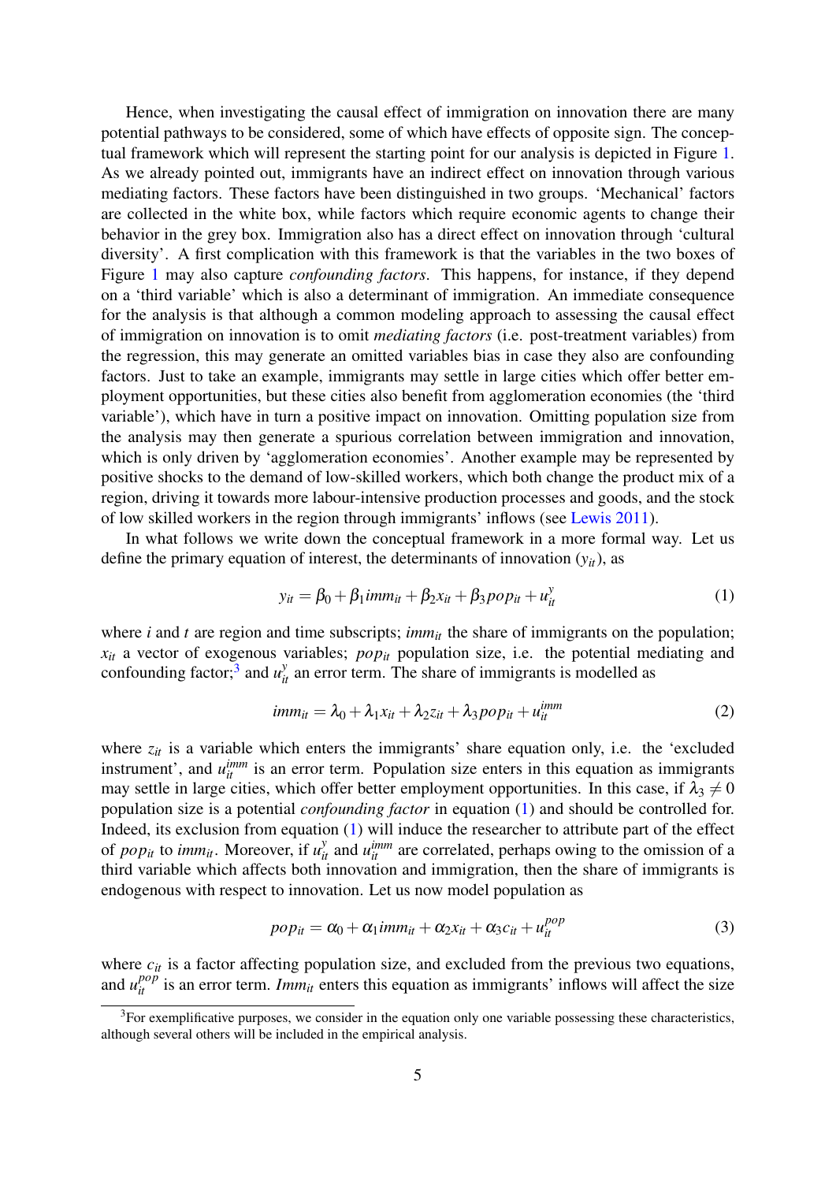Hence, when investigating the causal effect of immigration on innovation there are many potential pathways to be considered, some of which have effects of opposite sign. The conceptual framework which will represent the starting point for our analysis is depicted in Figure 1. As we already pointed out, immigrants have an indirect effect on innovation through various mediating factors. These factors have been distinguished in two groups. 'Mechanical' factors are collected in the white box, while factors which require economic agents to change their behavior in the grey box. Immigration also has a direct effect on innovation through 'cultural diversity'. A first complication with this framework is that the variables in the two boxes of Figure 1 may also capture *confounding factors*. This happens, for instance, if they depend on a 'third variable' which is also a determinant of immigration. An immediate consequence for the analysis is that although a common modeling approach to assessing the causal effect of immigration on innovation is to omit *mediating factors* (i.e. post-treatment variables) from the regression, this may generate an omitted variables bias in case they also are confounding factors. Just to take an example, immigrants may settle in large cities which offer better employment opportunities, but these cities also benefit from agglomeration economies (the 'third variable'), which have in turn a positive impact on innovation. Omitting population size from the analysis may then generate a spurious correlation between immigration and innovation, which is only driven by 'agglomeration economies'. Another example may be represented by positive shocks to the demand of low-skilled workers, which both change the product mix of a region, driving it towards more labour-intensive production processes and goods, and the stock of low skilled workers in the region through immigrants' inflows (see Lewis 2011).

In what follows we write down the conceptual framework in a more formal way. Let us define the primary equation of interest, the determinants of innovation ($y_{it}$), as

$$y_{it} = \beta_0 + \beta_1 imm_{it} + \beta_2 x_{it} + \beta_3 pop_{it} + u_{it}^{y} \tag{1}$$

where $i$ and $t$ are region and time subscripts; $imm_{it}$ the share of immigrants on the population; $x_{it}$ a vector of exogenous variables; $pop_{it}$ population size, i.e. the potential mediating and confounding factor;[3] and $u_{it}^{y}$ an error term. The share of immigrants is modelled as

$$imm_{it} = \lambda_0 + \lambda_1 x_{it} + \lambda_2 z_{it} + \lambda_3 pop_{it} + u_{it}^{imm} \tag{2}$$

where $z_{it}$ is a variable which enters the immigrants' share equation only, i.e. the 'excluded instrument', and $u_{it}^{imm}$ is an error term. Population size enters in this equation as immigrants may settle in large cities, which offer better employment opportunities. In this case, if $\lambda_3 \neq 0$ population size is a potential *confounding factor* in equation (1) and should be controlled for. Indeed, its exclusion from equation (1) will induce the researcher to attribute part of the effect of $pop_{it}$ to $imm_{it}$. Moreover, if $u_{it}^{y}$ and $u_{it}^{imm}$ are correlated, perhaps owing to the omission of a third variable which affects both innovation and immigration, then the share of immigrants is endogenous with respect to innovation. Let us now model population as

$$pop_{it} = \alpha_0 + \alpha_1 imm_{it} + \alpha_2 x_{it} + \alpha_3 c_{it} + u_{it}^{pop} \tag{3}$$

where $c_{it}$ is a factor affecting population size, and excluded from the previous two equations, and $u_{it}^{pop}$ is an error term. $Imm_{it}$ enters this equation as immigrants' inflows will affect the size

[3] For exemplificative purposes, we consider in the equation only one variable possessing these characteristics, although several others will be included in the empirical analysis.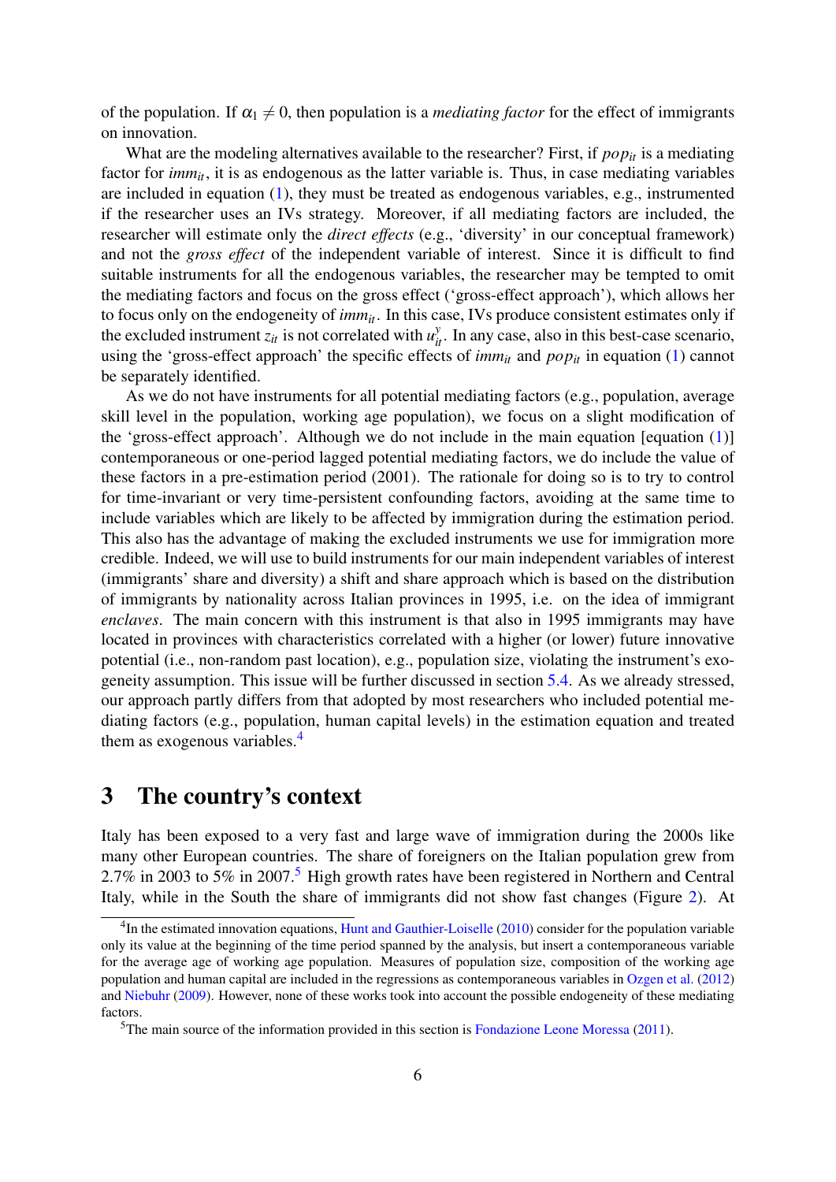of the population. If $\alpha_1 \neq 0$, then population is a *mediating factor* for the effect of immigrants on innovation.

What are the modeling alternatives available to the researcher? First, if $pop_{it}$ is a mediating factor for $imm_{it}$, it is as endogenous as the latter variable is. Thus, in case mediating variables are included in equation (1), they must be treated as endogenous variables, e.g., instrumented if the researcher uses an IVs strategy. Moreover, if all mediating factors are included, the researcher will estimate only the *direct effects* (e.g., 'diversity' in our conceptual framework) and not the *gross effect* of the independent variable of interest. Since it is difficult to find suitable instruments for all the endogenous variables, the researcher may be tempted to omit the mediating factors and focus on the gross effect ('gross-effect approach'), which allows her to focus only on the endogeneity of $imm_{it}$. In this case, IVs produce consistent estimates only if the excluded instrument $z_{it}$ is not correlated with $u^y_{it}$. In any case, also in this best-case scenario, using the 'gross-effect approach' the specific effects of $imm_{it}$ and $pop_{it}$ in equation (1) cannot be separately identified.

As we do not have instruments for all potential mediating factors (e.g., population, average skill level in the population, working age population), we focus on a slight modification of the 'gross-effect approach'. Although we do not include in the main equation [equation (1)] contemporaneous or one-period lagged potential mediating factors, we do include the value of these factors in a pre-estimation period (2001). The rationale for doing so is to try to control for time-invariant or very time-persistent confounding factors, avoiding at the same time to include variables which are likely to be affected by immigration during the estimation period. This also has the advantage of making the excluded instruments we use for immigration more credible. Indeed, we will use to build instruments for our main independent variables of interest (immigrants' share and diversity) a shift and share approach which is based on the distribution of immigrants by nationality across Italian provinces in 1995, i.e. on the idea of immigrant *enclaves*. The main concern with this instrument is that also in 1995 immigrants may have located in provinces with characteristics correlated with a higher (or lower) future innovative potential (i.e., non-random past location), e.g., population size, violating the instrument's exogeneity assumption. This issue will be further discussed in section 5.4. As we already stressed, our approach partly differs from that adopted by most researchers who included potential mediating factors (e.g., population, human capital levels) in the estimation equation and treated them as exogenous variables.[4]

# 3 The country's context

Italy has been exposed to a very fast and large wave of immigration during the 2000s like many other European countries. The share of foreigners on the Italian population grew from 2.7% in 2003 to 5% in 2007.[5] High growth rates have been registered in Northern and Central Italy, while in the South the share of immigrants did not show fast changes (Figure 2). At

[4] In the estimated innovation equations, Hunt and Gauthier-Loiselle (2010) consider for the population variable only its value at the beginning of the time period spanned by the analysis, but insert a contemporaneous variable for the average age of working age population. Measures of population size, composition of the working age population and human capital are included in the regressions as contemporaneous variables in Ozgen et al. (2012) and Niebuhr (2009). However, none of these works took into account the possible endogeneity of these mediating factors.

[5] The main source of the information provided in this section is Fondazione Leone Moressa (2011).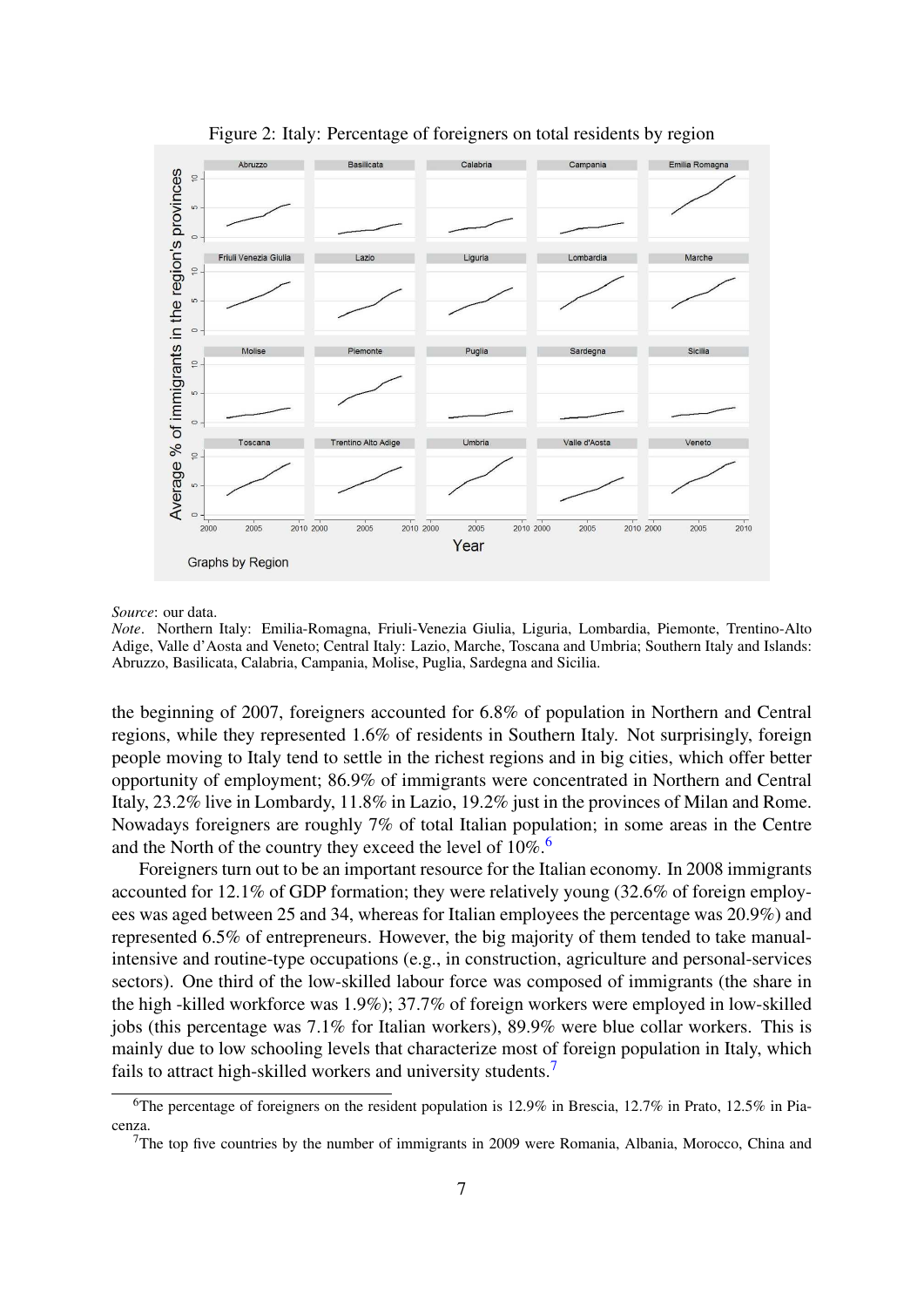Figure 2: Italy: Percentage of foreigners on total residents by region

*Source*: our data.

*Note*. Northern Italy: Emilia-Romagna, Friuli-Venezia Giulia, Liguria, Lombardia, Piemonte, Trentino-Alto Adige, Valle d'Aosta and Veneto; Central Italy: Lazio, Marche, Toscana and Umbria; Southern Italy and Islands: Abruzzo, Basilicata, Calabria, Campania, Molise, Puglia, Sardegna and Sicilia.

the beginning of 2007, foreigners accounted for 6.8% of population in Northern and Central regions, while they represented 1.6% of residents in Southern Italy. Not surprisingly, foreign people moving to Italy tend to settle in the richest regions and in big cities, which offer better opportunity of employment; 86.9% of immigrants were concentrated in Northern and Central Italy, 23.2% live in Lombardy, 11.8% in Lazio, 19.2% just in the provinces of Milan and Rome. Nowadays foreigners are roughly 7% of total Italian population; in some areas in the Centre and the North of the country they exceed the level of 10%.[6]

Foreigners turn out to be an important resource for the Italian economy. In 2008 immigrants accounted for 12.1% of GDP formation; they were relatively young (32.6% of foreign employees was aged between 25 and 34, whereas for Italian employees the percentage was 20.9%) and represented 6.5% of entrepreneurs. However, the big majority of them tended to take manual-intensive and routine-type occupations (e.g., in construction, agriculture and personal-services sectors). One third of the low-skilled labour force was composed of immigrants (the share in the high -killed workforce was 1.9%); 37.7% of foreign workers were employed in low-skilled jobs (this percentage was 7.1% for Italian workers), 89.9% were blue collar workers. This is mainly due to low schooling levels that characterize most of foreign population in Italy, which fails to attract high-skilled workers and university students.[7]

[6] The percentage of foreigners on the resident population is 12.9% in Brescia, 12.7% in Prato, 12.5% in Piacenza.

[7] The top five countries by the number of immigrants in 2009 were Romania, Albania, Morocco, China and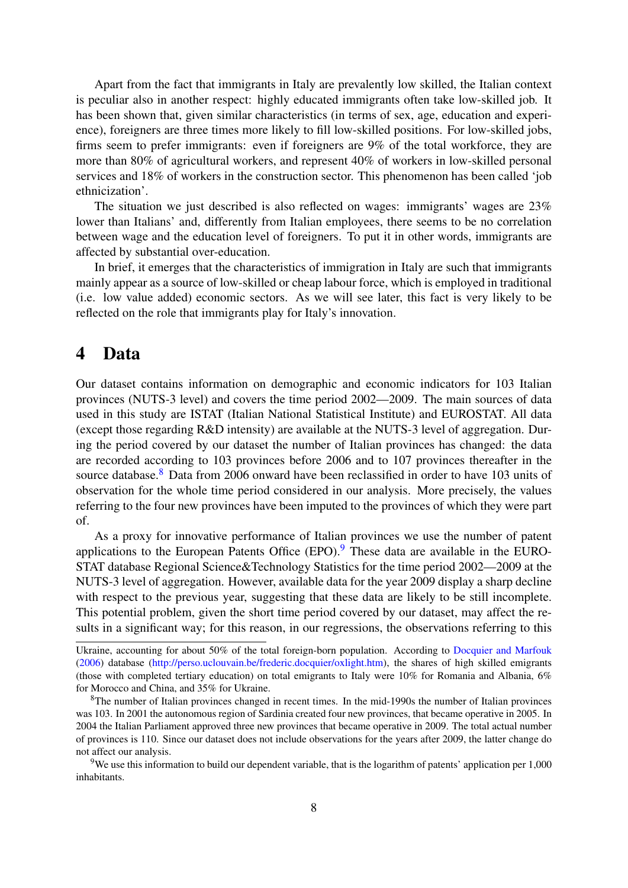Apart from the fact that immigrants in Italy are prevalently low skilled, the Italian context is peculiar also in another respect: highly educated immigrants often take low-skilled job. It has been shown that, given similar characteristics (in terms of sex, age, education and experience), foreigners are three times more likely to fill low-skilled positions. For low-skilled jobs, firms seem to prefer immigrants: even if foreigners are 9% of the total workforce, they are more than 80% of agricultural workers, and represent 40% of workers in low-skilled personal services and 18% of workers in the construction sector. This phenomenon has been called 'job ethnicization'.

The situation we just described is also reflected on wages: immigrants' wages are 23% lower than Italians' and, differently from Italian employees, there seems to be no correlation between wage and the education level of foreigners. To put it in other words, immigrants are affected by substantial over-education.

In brief, it emerges that the characteristics of immigration in Italy are such that immigrants mainly appear as a source of low-skilled or cheap labour force, which is employed in traditional (i.e. low value added) economic sectors. As we will see later, this fact is very likely to be reflected on the role that immigrants play for Italy's innovation.

# 4 Data

Our dataset contains information on demographic and economic indicators for 103 Italian provinces (NUTS-3 level) and covers the time period 2002—2009. The main sources of data used in this study are ISTAT (Italian National Statistical Institute) and EUROSTAT. All data (except those regarding R&D intensity) are available at the NUTS-3 level of aggregation. During the period covered by our dataset the number of Italian provinces has changed: the data are recorded according to 103 provinces before 2006 and to 107 provinces thereafter in the source database.[8] Data from 2006 onward have been reclassified in order to have 103 units of observation for the whole time period considered in our analysis. More precisely, the values referring to the four new provinces have been imputed to the provinces of which they were part of.

As a proxy for innovative performance of Italian provinces we use the number of patent applications to the European Patents Office (EPO).[9] These data are available in the EUROSTAT database Regional Science&Technology Statistics for the time period 2002—2009 at the NUTS-3 level of aggregation. However, available data for the year 2009 display a sharp decline with respect to the previous year, suggesting that these data are likely to be still incomplete. This potential problem, given the short time period covered by our dataset, may affect the results in a significant way; for this reason, in our regressions, the observations referring to this

---

Ukraine, accounting for about 50% of the total foreign-born population. According to Docquier and Marfouk (2006) database (http://perso.uclouvain.be/frederic.docquier/oxlight.htm), the shares of high skilled emigrants (those with completed tertiary education) on total emigrants to Italy were 10% for Romania and Albania, 6% for Morocco and China, and 35% for Ukraine.

[8] The number of Italian provinces changed in recent times. In the mid-1990s the number of Italian provinces was 103. In 2001 the autonomous region of Sardinia created four new provinces, that became operative in 2005. In 2004 the Italian Parliament approved three new provinces that became operative in 2009. The total actual number of provinces is 110. Since our dataset does not include observations for the years after 2009, the latter change do not affect our analysis.

[9] We use this information to build our dependent variable, that is the logarithm of patents' application per 1,000 inhabitants.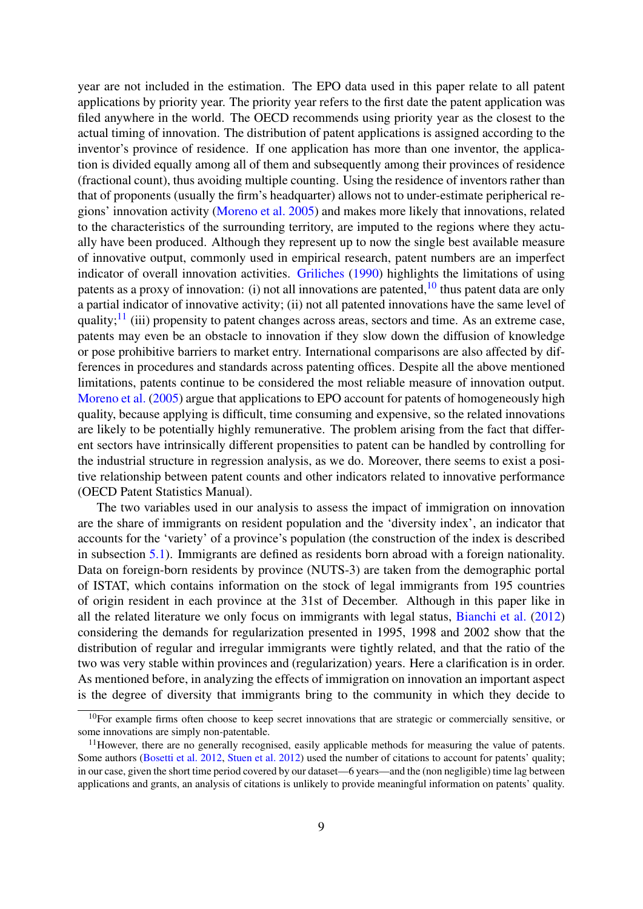year are not included in the estimation. The EPO data used in this paper relate to all patent applications by priority year. The priority year refers to the first date the patent application was filed anywhere in the world. The OECD recommends using priority year as the closest to the actual timing of innovation. The distribution of patent applications is assigned according to the inventor's province of residence. If one application has more than one inventor, the application is divided equally among all of them and subsequently among their provinces of residence (fractional count), thus avoiding multiple counting. Using the residence of inventors rather than that of proponents (usually the firm's headquarter) allows not to under-estimate peripheral regions' innovation activity (Moreno et al. 2005) and makes more likely that innovations, related to the characteristics of the surrounding territory, are imputed to the regions where they actually have been produced. Although they represent up to now the single best available measure of innovative output, commonly used in empirical research, patent numbers are an imperfect indicator of overall innovation activities. Griliches (1990) highlights the limitations of using patents as a proxy of innovation: (i) not all innovations are patented,[10] thus patent data are only a partial indicator of innovative activity; (ii) not all patented innovations have the same level of quality;[11] (iii) propensity to patent changes across areas, sectors and time. As an extreme case, patents may even be an obstacle to innovation if they slow down the diffusion of knowledge or pose prohibitive barriers to market entry. International comparisons are also affected by differences in procedures and standards across patenting offices. Despite all the above mentioned limitations, patents continue to be considered the most reliable measure of innovation output. Moreno et al. (2005) argue that applications to EPO account for patents of homogeneously high quality, because applying is difficult, time consuming and expensive, so the related innovations are likely to be potentially highly remunerative. The problem arising from the fact that different sectors have intrinsically different propensities to patent can be handled by controlling for the industrial structure in regression analysis, as we do. Moreover, there seems to exist a positive relationship between patent counts and other indicators related to innovative performance (OECD Patent Statistics Manual).

The two variables used in our analysis to assess the impact of immigration on innovation are the share of immigrants on resident population and the 'diversity index', an indicator that accounts for the 'variety' of a province's population (the construction of the index is described in subsection 5.1). Immigrants are defined as residents born abroad with a foreign nationality. Data on foreign-born residents by province (NUTS-3) are taken from the demographic portal of ISTAT, which contains information on the stock of legal immigrants from 195 countries of origin resident in each province at the 31st of December. Although in this paper like in all the related literature we only focus on immigrants with legal status, Bianchi et al. (2012) considering the demands for regularization presented in 1995, 1998 and 2002 show that the distribution of regular and irregular immigrants were tightly related, and that the ratio of the two was very stable within provinces and (regularization) years. Here a clarification is in order. As mentioned before, in analyzing the effects of immigration on innovation an important aspect is the degree of diversity that immigrants bring to the community in which they decide to

[10] For example firms often choose to keep secret innovations that are strategic or commercially sensitive, or some innovations are simply non-patentable.

[11] However, there are no generally recognised, easily applicable methods for measuring the value of patents. Some authors (Bosetti et al. 2012, Stuen et al. 2012) used the number of citations to account for patents' quality; in our case, given the short time period covered by our dataset—6 years—and the (non negligible) time lag between applications and grants, an analysis of citations is unlikely to provide meaningful information on patents' quality.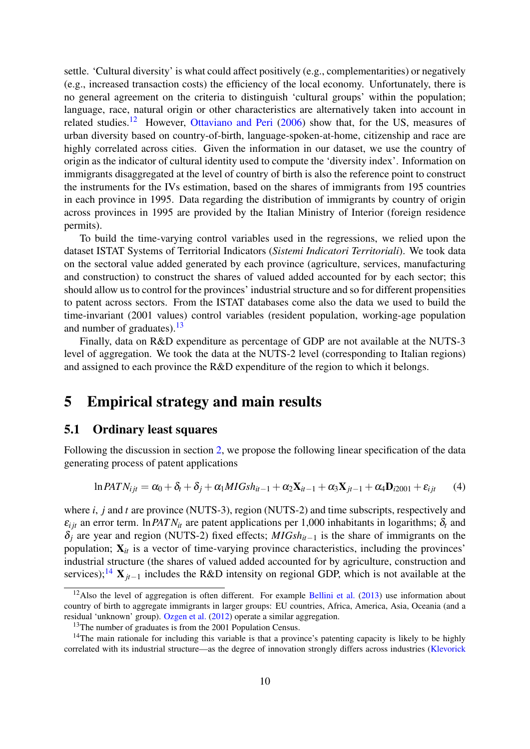settle. 'Cultural diversity' is what could affect positively (e.g., complementarities) or negatively (e.g., increased transaction costs) the efficiency of the local economy. Unfortunately, there is no general agreement on the criteria to distinguish 'cultural groups' within the population; language, race, natural origin or other characteristics are alternatively taken into account in related studies.[12] However, Ottaviano and Peri (2006) show that, for the US, measures of urban diversity based on country-of-birth, language-spoken-at-home, citizenship and race are highly correlated across cities. Given the information in our dataset, we use the country of origin as the indicator of cultural identity used to compute the 'diversity index'. Information on immigrants disaggregated at the level of country of birth is also the reference point to construct the instruments for the IVs estimation, based on the shares of immigrants from 195 countries in each province in 1995. Data regarding the distribution of immigrants by country of origin across provinces in 1995 are provided by the Italian Ministry of Interior (foreign residence permits).

To build the time-varying control variables used in the regressions, we relied upon the dataset ISTAT Systems of Territorial Indicators (*Sistemi Indicatori Territoriali*). We took data on the sectoral value added generated by each province (agriculture, services, manufacturing and construction) to construct the shares of valued added accounted for by each sector; this should allow us to control for the provinces' industrial structure and so for different propensities to patent across sectors. From the ISTAT databases come also the data we used to build the time-invariant (2001 values) control variables (resident population, working-age population and number of graduates).[13]

Finally, data on R&D expenditure as percentage of GDP are not available at the NUTS-3 level of aggregation. We took the data at the NUTS-2 level (corresponding to Italian regions) and assigned to each province the R&D expenditure of the region to which it belongs.

# 5 Empirical strategy and main results

## 5.1 Ordinary least squares

Following the discussion in section 2, we propose the following linear specification of the data generating process of patent applications

$$\ln PATN_{ijt} = \alpha_0 + \delta_t + \delta_j + \alpha_1 MIGsh_{it-1} + \alpha_2 \mathbf{X}_{it-1} + \alpha_3 \mathbf{X}_{jt-1} + \alpha_4 \mathbf{D}_{i2001} + \varepsilon_{ijt} \tag{4}$$

where $i$, $j$ and $t$ are province (NUTS-3), region (NUTS-2) and time subscripts, respectively and $\varepsilon_{ijt}$ an error term. $\ln PATN_{it}$ are patent applications per 1,000 inhabitants in logarithms; $\delta_t$ and $\delta_j$ are year and region (NUTS-2) fixed effects; $MIGsh_{it-1}$ is the share of immigrants on the population; $\mathbf{X}_{it}$ is a vector of time-varying province characteristics, including the provinces' industrial structure (the shares of valued added accounted for by agriculture, construction and services);[14] $\mathbf{X}_{jt-1}$ includes the R&D intensity on regional GDP, which is not available at the

[12] Also the level of aggregation is often different. For example Bellini et al. (2013) use information about country of birth to aggregate immigrants in larger groups: EU countries, Africa, America, Asia, Oceania (and a residual 'unknown' group). Ozgen et al. (2012) operate a similar aggregation.

[13] The number of graduates is from the 2001 Population Census.

[14] The main rationale for including this variable is that a province's patenting capacity is likely to be highly correlated with its industrial structure—as the degree of innovation strongly differs across industries (Klevorick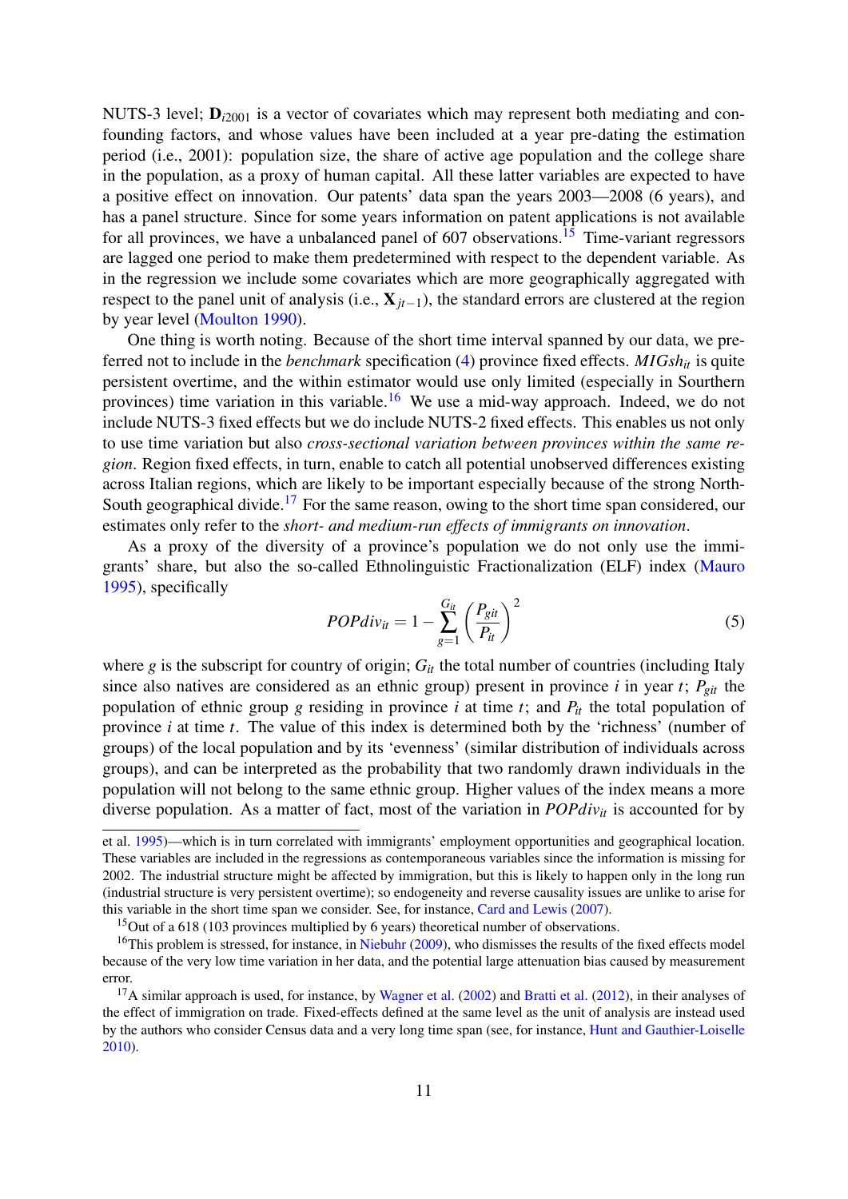NUTS-3 level; $\mathbf{D}_{i2001}$ is a vector of covariates which may represent both mediating and confounding factors, and whose values have been included at a year pre-dating the estimation period (i.e., 2001): population size, the share of active age population and the college share in the population, as a proxy of human capital. All these latter variables are expected to have a positive effect on innovation. Our patents' data span the years 2003—2008 (6 years), and has a panel structure. Since for some years information on patent applications is not available for all provinces, we have a unbalanced panel of 607 observations.[15] Time-variant regressors are lagged one period to make them predetermined with respect to the dependent variable. As in the regression we include some covariates which are more geographically aggregated with respect to the panel unit of analysis (i.e., $\mathbf{X}_{jt-1}$), the standard errors are clustered at the region by year level (Moulton 1990).

One thing is worth noting. Because of the short time interval spanned by our data, we preferred not to include in the *benchmark* specification (4) province fixed effects. $MIGsh_{it}$ is quite persistent overtime, and the within estimator would use only limited (especially in Southern provinces) time variation in this variable.[16] We use a mid-way approach. Indeed, we do not include NUTS-3 fixed effects but we do include NUTS-2 fixed effects. This enables us not only to use time variation but also *cross-sectional variation between provinces within the same region*. Region fixed effects, in turn, enable to catch all potential unobserved differences existing across Italian regions, which are likely to be important especially because of the strong North-South geographical divide.[17] For the same reason, owing to the short time span considered, our estimates only refer to the *short- and medium-run effects of immigrants on innovation*.

As a proxy of the diversity of a province's population we do not only use the immigrants' share, but also the so-called Ethnolinguistic Fractionalization (ELF) index (Mauro 1995), specifically

$$POPdiv_{it} = 1 - \sum_{g=1}^{G_{it}} \left( \frac{P_{git}}{P_{it}} \right)^2 \tag{5}$$

where $g$ is the subscript for country of origin; $G_{it}$ the total number of countries (including Italy since also natives are considered as an ethnic group) present in province $i$ in year $t$; $P_{git}$ the population of ethnic group $g$ residing in province $i$ at time $t$; and $P_{it}$ the total population of province $i$ at time $t$. The value of this index is determined both by the 'richness' (number of groups) of the local population and by its 'evenness' (similar distribution of individuals across groups), and can be interpreted as the probability that two randomly drawn individuals in the population will not belong to the same ethnic group. Higher values of the index means a more diverse population. As a matter of fact, most of the variation in $POPdiv_{it}$ is accounted for by

---

et al. 1995)—which is in turn correlated with immigrants' employment opportunities and geographical location. These variables are included in the regressions as contemporaneous variables since the information is missing for 2002. The industrial structure might be affected by immigration, but this is likely to happen only in the long run (industrial structure is very persistent overtime); so endogeneity and reverse causality issues are unlike to arise for this variable in the short time span we consider. See, for instance, Card and Lewis (2007).

[15] Out of a 618 (103 provinces multiplied by 6 years) theoretical number of observations.

[16] This problem is stressed, for instance, in Niebuhr (2009), who dismisses the results of the fixed effects model because of the very low time variation in her data, and the potential large attenuation bias caused by measurement error.

[17] A similar approach is used, for instance, by Wagner et al. (2002) and Bratti et al. (2012), in their analyses of the effect of immigration on trade. Fixed-effects defined at the same level as the unit of analysis are instead used by the authors who consider Census data and a very long time span (see, for instance, Hunt and Gauthier-Loiselle 2010).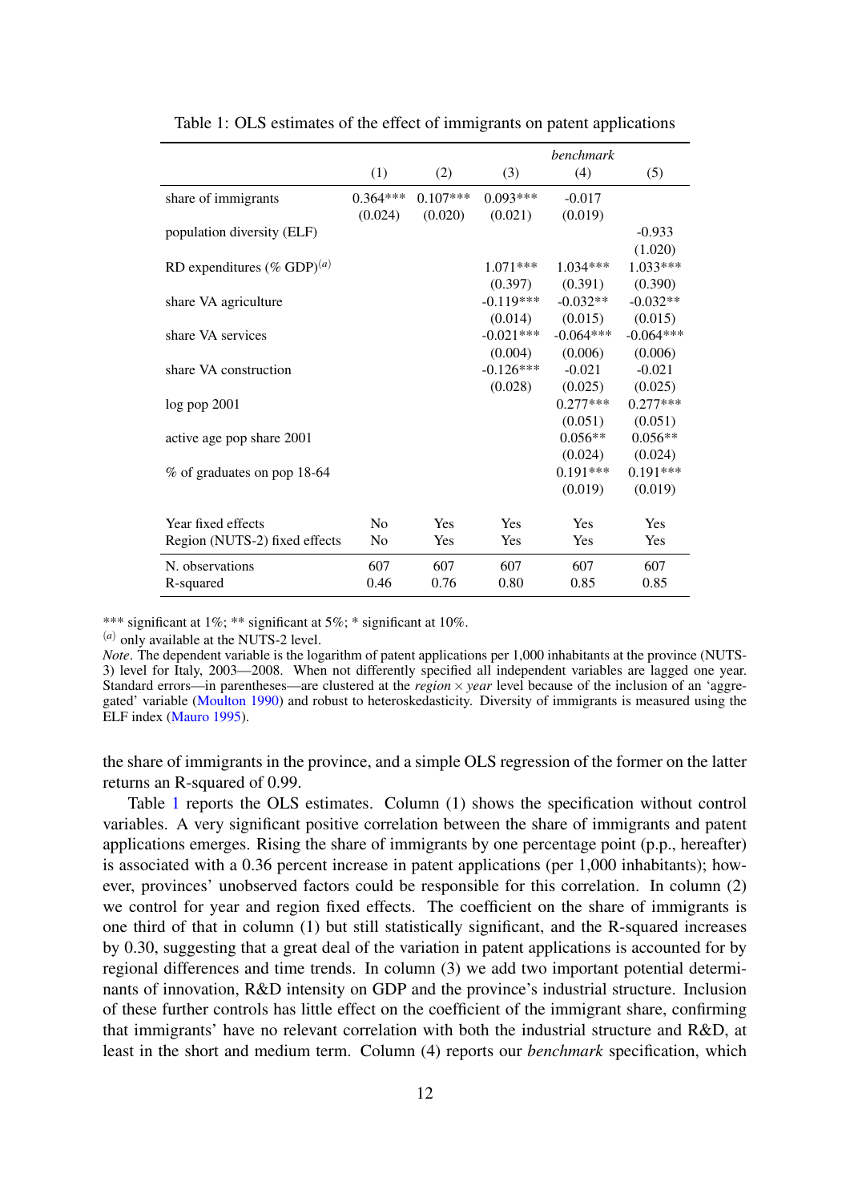Table 1: OLS estimates of the effect of immigrants on patent applications

| | | | | *benchmark* | |
|---|---|---|---|---|---|
| | (1) | (2) | (3) | (4) | (5) |
| share of immigrants | 0.364*** | 0.107*** | 0.093*** | -0.017 | |
| | (0.024) | (0.020) | (0.021) | (0.019) | |
| population diversity (ELF) | | | | | -0.933 |
| | | | | | (1.020) |
| RD expenditures (% GDP)[(a)] | | | 1.071*** | 1.034*** | 1.033*** |
| | | | (0.397) | (0.391) | (0.390) |
| share VA agriculture | | | -0.119*** | -0.032** | -0.032** |
| | | | (0.014) | (0.015) | (0.015) |
| share VA services | | | -0.021*** | -0.064*** | -0.064*** |
| | | | (0.004) | (0.006) | (0.006) |
| share VA construction | | | -0.126*** | -0.021 | -0.021 |
| | | | (0.028) | (0.025) | (0.025) |
| log pop 2001 | | | | 0.277*** | 0.277*** |
| | | | | (0.051) | (0.051) |
| active age pop share 2001 | | | | 0.056** | 0.056** |
| | | | | (0.024) | (0.024) |
| % of graduates on pop 18-64 | | | | 0.191*** | 0.191*** |
| | | | | (0.019) | (0.019) |
| Year fixed effects | No | Yes | Yes | Yes | Yes |
| Region (NUTS-2) fixed effects | No | Yes | Yes | Yes | Yes |
| N. observations | 607 | 607 | 607 | 607 | 607 |
| R-squared | 0.46 | 0.76 | 0.80 | 0.85 | 0.85 |

*** significant at 1%; ** significant at 5%; * significant at 10%.

[(a)] only available at the NUTS-2 level.

*Note*. The dependent variable is the logarithm of patent applications per 1,000 inhabitants at the province (NUTS-3) level for Italy, 2003—2008. When not differently specified all independent variables are lagged one year. Standard errors—in parentheses—are clustered at the *region* $\times$ *year* level because of the inclusion of an 'aggregated' variable (Moulton 1990) and robust to heteroskedasticity. Diversity of immigrants is measured using the ELF index (Mauro 1995).

the share of immigrants in the province, and a simple OLS regression of the former on the latter returns an R-squared of 0.99.

Table 1 reports the OLS estimates. Column (1) shows the specification without control variables. A very significant positive correlation between the share of immigrants and patent applications emerges. Rising the share of immigrants by one percentage point (p.p., hereafter) is associated with a 0.36 percent increase in patent applications (per 1,000 inhabitants); however, provinces' unobserved factors could be responsible for this correlation. In column (2) we control for year and region fixed effects. The coefficient on the share of immigrants is one third of that in column (1) but still statistically significant, and the R-squared increases by 0.30, suggesting that a great deal of the variation in patent applications is accounted for by regional differences and time trends. In column (3) we add two important potential determinants of innovation, R&D intensity on GDP and the province's industrial structure. Inclusion of these further controls has little effect on the coefficient of the immigrant share, confirming that immigrants' have no relevant correlation with both the industrial structure and R&D, at least in the short and medium term. Column (4) reports our *benchmark* specification, which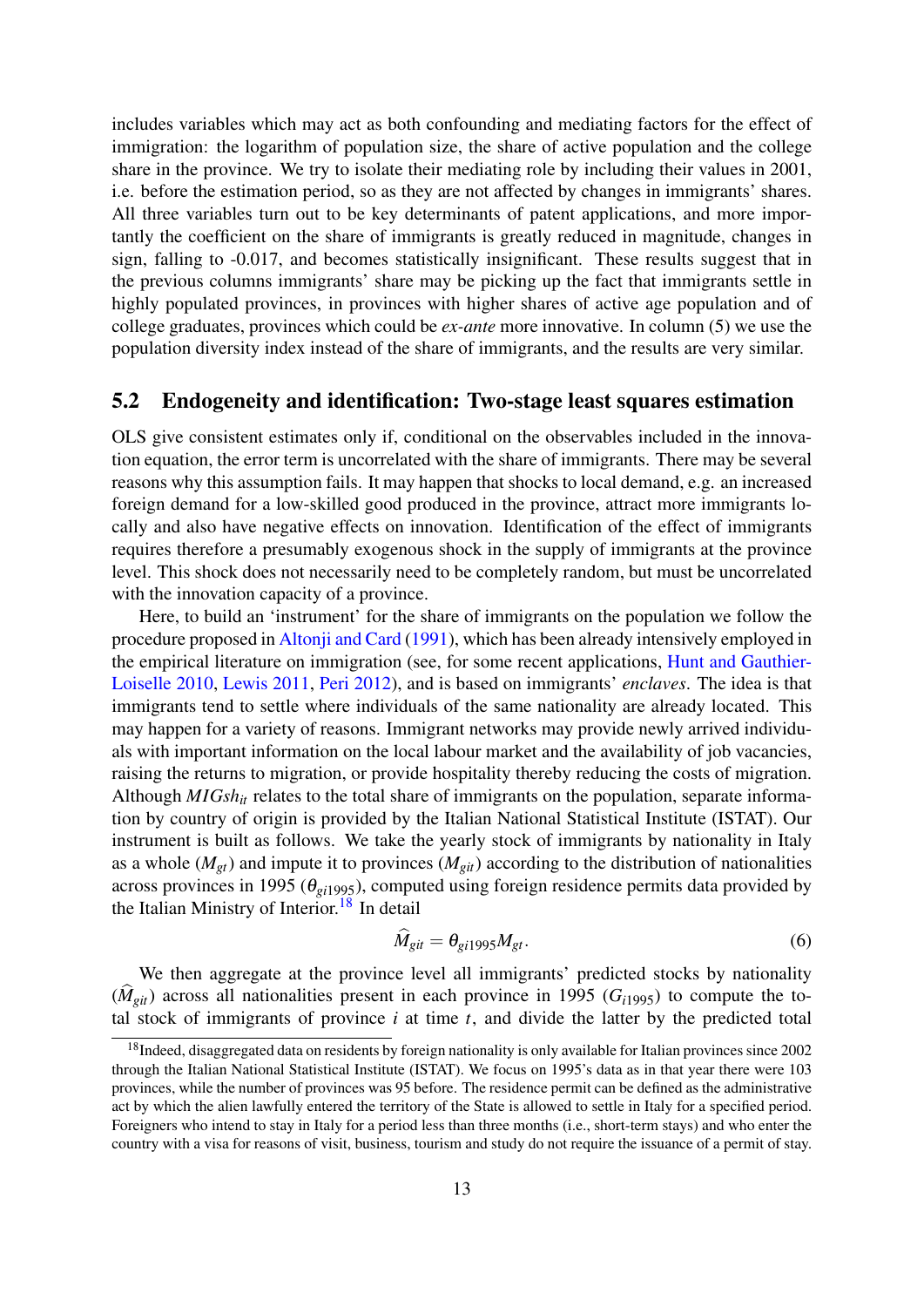includes variables which may act as both confounding and mediating factors for the effect of immigration: the logarithm of population size, the share of active population and the college share in the province. We try to isolate their mediating role by including their values in 2001, i.e. before the estimation period, so as they are not affected by changes in immigrants' shares. All three variables turn out to be key determinants of patent applications, and more importantly the coefficient on the share of immigrants is greatly reduced in magnitude, changes in sign, falling to -0.017, and becomes statistically insignificant. These results suggest that in the previous columns immigrants' share may be picking up the fact that immigrants settle in highly populated provinces, in provinces with higher shares of active age population and of college graduates, provinces which could be *ex-ante* more innovative. In column (5) we use the population diversity index instead of the share of immigrants, and the results are very similar.

## 5.2 Endogeneity and identification: Two-stage least squares estimation

OLS give consistent estimates only if, conditional on the observables included in the innovation equation, the error term is uncorrelated with the share of immigrants. There may be several reasons why this assumption fails. It may happen that shocks to local demand, e.g. an increased foreign demand for a low-skilled good produced in the province, attract more immigrants locally and also have negative effects on innovation. Identification of the effect of immigrants requires therefore a presumably exogenous shock in the supply of immigrants at the province level. This shock does not necessarily need to be completely random, but must be uncorrelated with the innovation capacity of a province.

Here, to build an 'instrument' for the share of immigrants on the population we follow the procedure proposed in Altonji and Card (1991), which has been already intensively employed in the empirical literature on immigration (see, for some recent applications, Hunt and Gauthier-Loiselle 2010, Lewis 2011, Peri 2012), and is based on immigrants' *enclaves*. The idea is that immigrants tend to settle where individuals of the same nationality are already located. This may happen for a variety of reasons. Immigrant networks may provide newly arrived individuals with important information on the local labour market and the availability of job vacancies, raising the returns to migration, or provide hospitality thereby reducing the costs of migration. Although $MIGsh_{it}$ relates to the total share of immigrants on the population, separate information by country of origin is provided by the Italian National Statistical Institute (ISTAT). Our instrument is built as follows. We take the yearly stock of immigrants by nationality in Italy as a whole ($M_{gt}$) and impute it to provinces ($M_{git}$) according to the distribution of nationalities across provinces in 1995 ($\theta_{gi1995}$), computed using foreign residence permits data provided by the Italian Ministry of Interior.[18] In detail

$$\widehat{M}_{git} = \theta_{gi1995} M_{gt}. \tag{6}$$

We then aggregate at the province level all immigrants' predicted stocks by nationality ($\widehat{M}_{git}$) across all nationalities present in each province in 1995 ($G_{i1995}$) to compute the total stock of immigrants of province $i$ at time $t$, and divide the latter by the predicted total

---

[18] Indeed, disaggregated data on residents by foreign nationality is only available for Italian provinces since 2002 through the Italian National Statistical Institute (ISTAT). We focus on 1995's data as in that year there were 103 provinces, while the number of provinces was 95 before. The residence permit can be defined as the administrative act by which the alien lawfully entered the territory of the State is allowed to settle in Italy for a specified period. Foreigners who intend to stay in Italy for a period less than three months (i.e., short-term stays) and who enter the country with a visa for reasons of visit, business, tourism and study do not require the issuance of a permit of stay.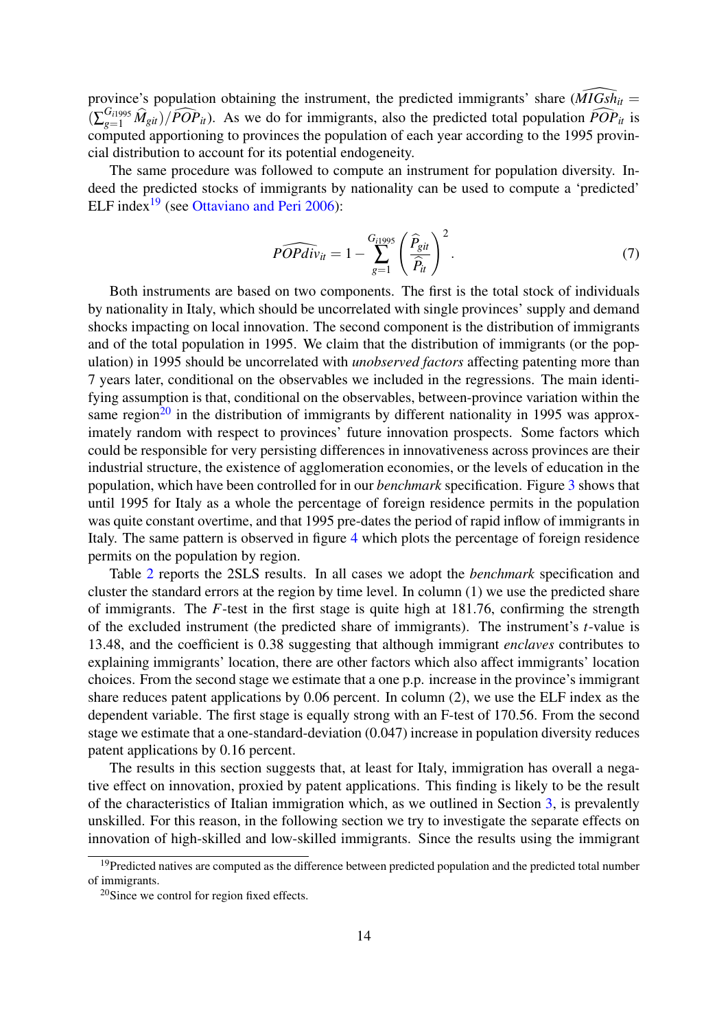province's population obtaining the instrument, the predicted immigrants' share ($\widehat{MIGsh}_{it} = (\sum_{g=1}^{G_{i1995}} \widehat{M}_{git})/\widehat{POP}_{it}$). As we do for immigrants, also the predicted total population $\widehat{POP}_{it}$ is computed apportioning to provinces the population of each year according to the 1995 provincial distribution to account for its potential endogeneity.

The same procedure was followed to compute an instrument for population diversity. Indeed the predicted stocks of immigrants by nationality can be used to compute a 'predicted' ELF index[19] (see Ottaviano and Peri 2006):

$$\widehat{POPdiv}_{it} = 1 - \sum_{g=1}^{G_{i1995}} \left( \frac{\widehat{P}_{git}}{\widehat{P}_{it}} \right)^2 . \tag{7}$$

Both instruments are based on two components. The first is the total stock of individuals by nationality in Italy, which should be uncorrelated with single provinces' supply and demand shocks impacting on local innovation. The second component is the distribution of immigrants and of the total population in 1995. We claim that the distribution of immigrants (or the population) in 1995 should be uncorrelated with *unobserved factors* affecting patenting more than 7 years later, conditional on the observables we included in the regressions. The main identifying assumption is that, conditional on the observables, between-province variation within the same region[20] in the distribution of immigrants by different nationality in 1995 was approximately random with respect to provinces' future innovation prospects. Some factors which could be responsible for very persisting differences in innovativeness across provinces are their industrial structure, the existence of agglomeration economies, or the levels of education in the population, which have been controlled for in our *benchmark* specification. Figure 3 shows that until 1995 for Italy as a whole the percentage of foreign residence permits in the population was quite constant overtime, and that 1995 pre-dates the period of rapid inflow of immigrants in Italy. The same pattern is observed in figure 4 which plots the percentage of foreign residence permits on the population by region.

Table 2 reports the 2SLS results. In all cases we adopt the *benchmark* specification and cluster the standard errors at the region by time level. In column (1) we use the predicted share of immigrants. The $F$-test in the first stage is quite high at 181.76, confirming the strength of the excluded instrument (the predicted share of immigrants). The instrument's $t$-value is 13.48, and the coefficient is 0.38 suggesting that although immigrant *enclaves* contributes to explaining immigrants' location, there are other factors which also affect immigrants' location choices. From the second stage we estimate that a one p.p. increase in the province's immigrant share reduces patent applications by 0.06 percent. In column (2), we use the ELF index as the dependent variable. The first stage is equally strong with an F-test of 170.56. From the second stage we estimate that a one-standard-deviation (0.047) increase in population diversity reduces patent applications by 0.16 percent.

The results in this section suggests that, at least for Italy, immigration has overall a negative effect on innovation, proxied by patent applications. This finding is likely to be the result of the characteristics of Italian immigration which, as we outlined in Section 3, is prevalently unskilled. For this reason, in the following section we try to investigate the separate effects on innovation of high-skilled and low-skilled immigrants. Since the results using the immigrant

[19] Predicted natives are computed as the difference between predicted population and the predicted total number of immigrants.

[20] Since we control for region fixed effects.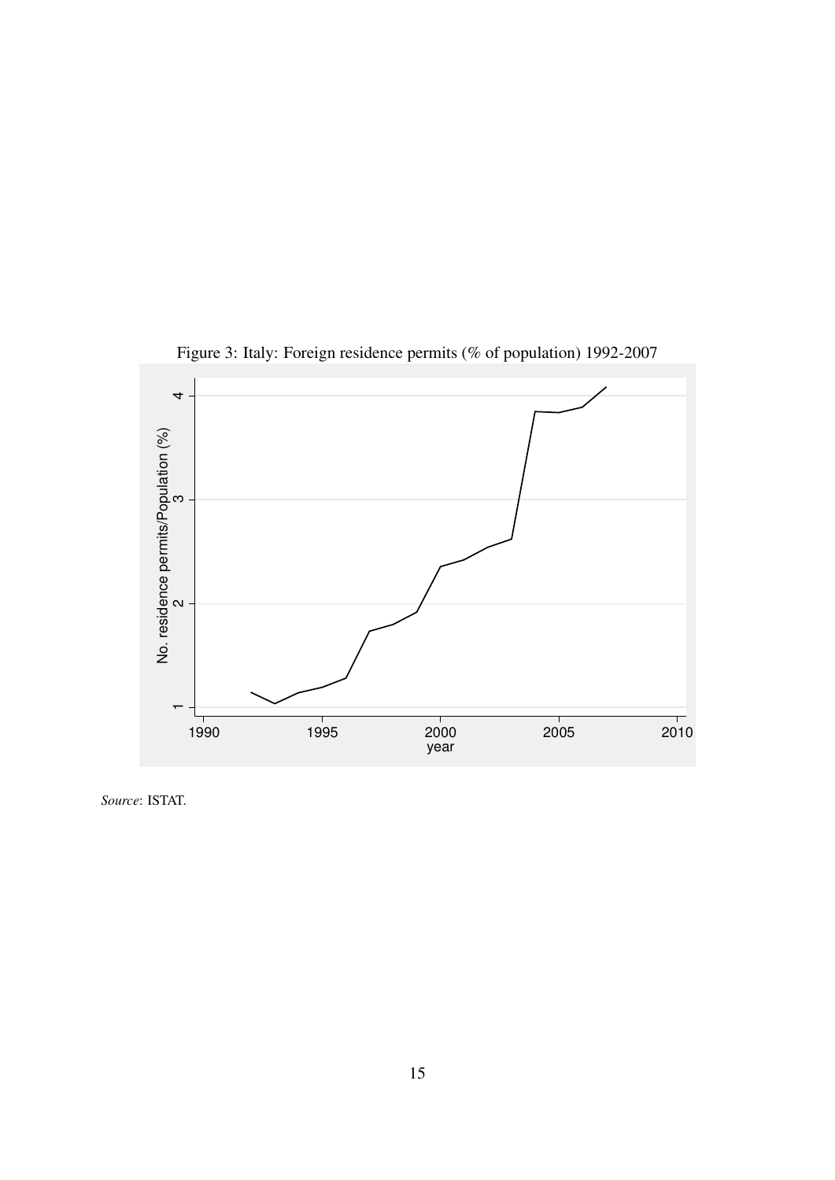Figure 3: Italy: Foreign residence permits (% of population) 1992-2007

*Source*: ISTAT.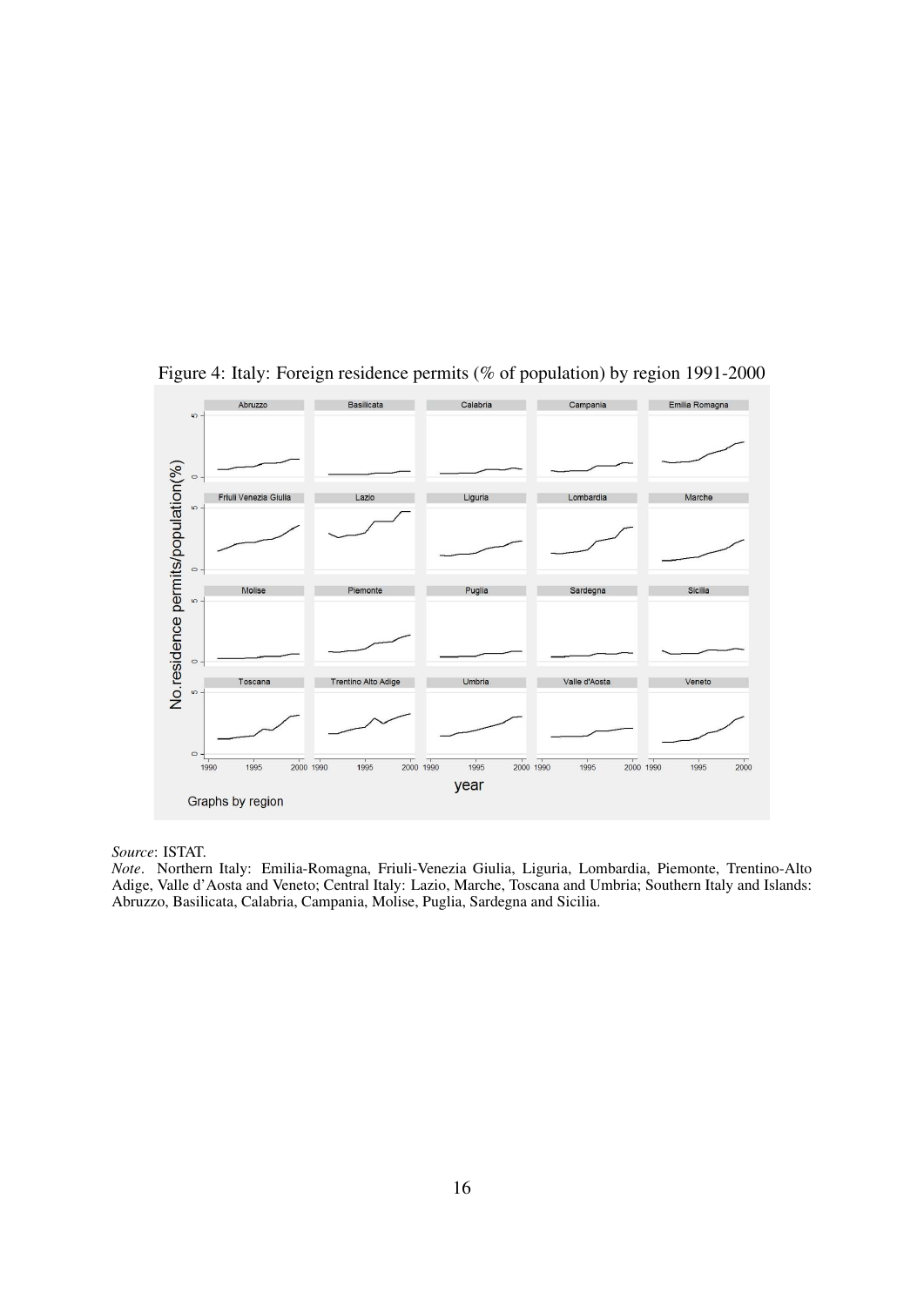Figure 4: Italy: Foreign residence permits (% of population) by region 1991-2000

*Source*: ISTAT.

*Note*. Northern Italy: Emilia-Romagna, Friuli-Venezia Giulia, Liguria, Lombardia, Piemonte, Trentino-Alto Adige, Valle d'Aosta and Veneto; Central Italy: Lazio, Marche, Toscana and Umbria; Southern Italy and Islands: Abruzzo, Basilicata, Calabria, Campania, Molise, Puglia, Sardegna and Sicilia.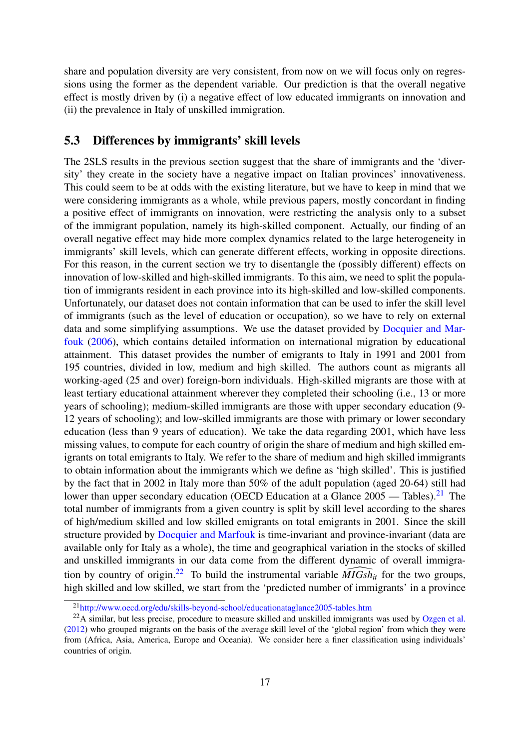share and population diversity are very consistent, from now on we will focus only on regressions using the former as the dependent variable. Our prediction is that the overall negative effect is mostly driven by (i) a negative effect of low educated immigrants on innovation and (ii) the prevalence in Italy of unskilled immigration.

## 5.3 Differences by immigrants' skill levels

The 2SLS results in the previous section suggest that the share of immigrants and the 'diversity' they create in the society have a negative impact on Italian provinces' innovativeness. This could seem to be at odds with the existing literature, but we have to keep in mind that we were considering immigrants as a whole, while previous papers, mostly concordant in finding a positive effect of immigrants on innovation, were restricting the analysis only to a subset of the immigrant population, namely its high-skilled component. Actually, our finding of an overall negative effect may hide more complex dynamics related to the large heterogeneity in immigrants' skill levels, which can generate different effects, working in opposite directions. For this reason, in the current section we try to disentangle the (possibly different) effects on innovation of low-skilled and high-skilled immigrants. To this aim, we need to split the population of immigrants resident in each province into its high-skilled and low-skilled components. Unfortunately, our dataset does not contain information that can be used to infer the skill level of immigrants (such as the level of education or occupation), so we have to rely on external data and some simplifying assumptions. We use the dataset provided by Docquier and Marfouk (2006), which contains detailed information on international migration by educational attainment. This dataset provides the number of emigrants to Italy in 1991 and 2001 from 195 countries, divided in low, medium and high skilled. The authors count as migrants all working-aged (25 and over) foreign-born individuals. High-skilled migrants are those with at least tertiary educational attainment wherever they completed their schooling (i.e., 13 or more years of schooling); medium-skilled immigrants are those with upper secondary education (9-12 years of schooling); and low-skilled immigrants are those with primary or lower secondary education (less than 9 years of education). We take the data regarding 2001, which have less missing values, to compute for each country of origin the share of medium and high skilled emigrants on total emigrants to Italy. We refer to the share of medium and high skilled immigrants to obtain information about the immigrants which we define as 'high skilled'. This is justified by the fact that in 2002 in Italy more than 50% of the adult population (aged 20-64) still had lower than upper secondary education (OECD Education at a Glance 2005 — Tables).[21] The total number of immigrants from a given country is split by skill level according to the shares of high/medium skilled and low skilled emigrants on total emigrants in 2001. Since the skill structure provided by Docquier and Marfouk is time-invariant and province-invariant (data are available only for Italy as a whole), the time and geographical variation in the stocks of skilled and unskilled immigrants in our data come from the different dynamic of overall immigration by country of origin.[22] To build the instrumental variable $\widehat{MIGsh}_{it}$ for the two groups, high skilled and low skilled, we start from the 'predicted number of immigrants' in a province

[21] http://www.oecd.org/edu/skills-beyond-school/educationataglance2005-tables.htm

[22] A similar, but less precise, procedure to measure skilled and unskilled immigrants was used by Ozgen et al. (2012) who grouped migrants on the basis of the average skill level of the 'global region' from which they were from (Africa, Asia, America, Europe and Oceania). We consider here a finer classification using individuals' countries of origin.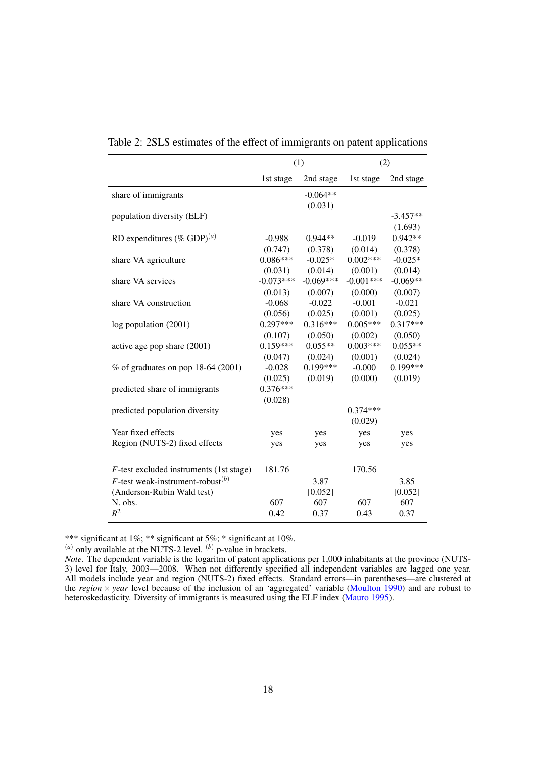Table 2: 2SLS estimates of the effect of immigrants on patent applications

| | (1) | | (2) | |
|---|---|---|---|---|
| | 1st stage | 2nd stage | 1st stage | 2nd stage |
| share of immigrants | | -0.064** | | |
| | | (0.031) | | |
| population diversity (ELF) | | | | -3.457** |
| | | | | (1.693) |
| RD expenditures (% GDP)[(a)] | -0.988 | 0.944** | -0.019 | 0.942** |
| | (0.747) | (0.378) | (0.014) | (0.378) |
| share VA agriculture | 0.086*** | -0.025* | 0.002*** | -0.025* |
| | (0.031) | (0.014) | (0.001) | (0.014) |
| share VA services | -0.073*** | -0.069*** | -0.001*** | -0.069** |
| | (0.013) | (0.007) | (0.000) | (0.007) |
| share VA construction | -0.068 | -0.022 | -0.001 | -0.021 |
| | (0.056) | (0.025) | (0.001) | (0.025) |
| log population (2001) | 0.297*** | 0.316*** | 0.005*** | 0.317*** |
| | (0.107) | (0.050) | (0.002) | (0.050) |
| active age pop share (2001) | 0.159*** | 0.055** | 0.003*** | 0.055** |
| | (0.047) | (0.024) | (0.001) | (0.024) |
| % of graduates on pop 18-64 (2001) | -0.028 | 0.199*** | -0.000 | 0.199*** |
| | (0.025) | (0.019) | (0.000) | (0.019) |
| predicted share of immigrants | 0.376*** | | | |
| | (0.028) | | | |
| predicted population diversity | | | 0.374*** | |
| | | | (0.029) | |
| Year fixed effects | yes | yes | yes | yes |
| Region (NUTS-2) fixed effects | yes | yes | yes | yes |
| $F$-test excluded instruments (1st stage) | 181.76 | | 170.56 | |
| $F$-test weak-instrument-robust[(b)] | | 3.87 | | 3.85 |
| (Anderson-Rubin Wald test) | | [0.052] | | [0.052] |
| N. obs. | 607 | 607 | 607 | 607 |
| $R^2$ | 0.42 | 0.37 | 0.43 | 0.37 |

*** significant at 1%; ** significant at 5%; * significant at 10%.
[(a)] only available at the NUTS-2 level. [(b)] p-value in brackets.
*Note*. The dependent variable is the logaritm of patent applications per 1,000 inhabitants at the province (NUTS-3) level for Italy, 2003—2008. When not differently specified all independent variables are lagged one year. All models include year and region (NUTS-2) fixed effects. Standard errors—in parentheses—are clustered at the *region* $\times$ *year* level because of the inclusion of an 'aggregated' variable (Moulton 1990) and are robust to heteroskedasticity. Diversity of immigrants is measured using the ELF index (Mauro 1995).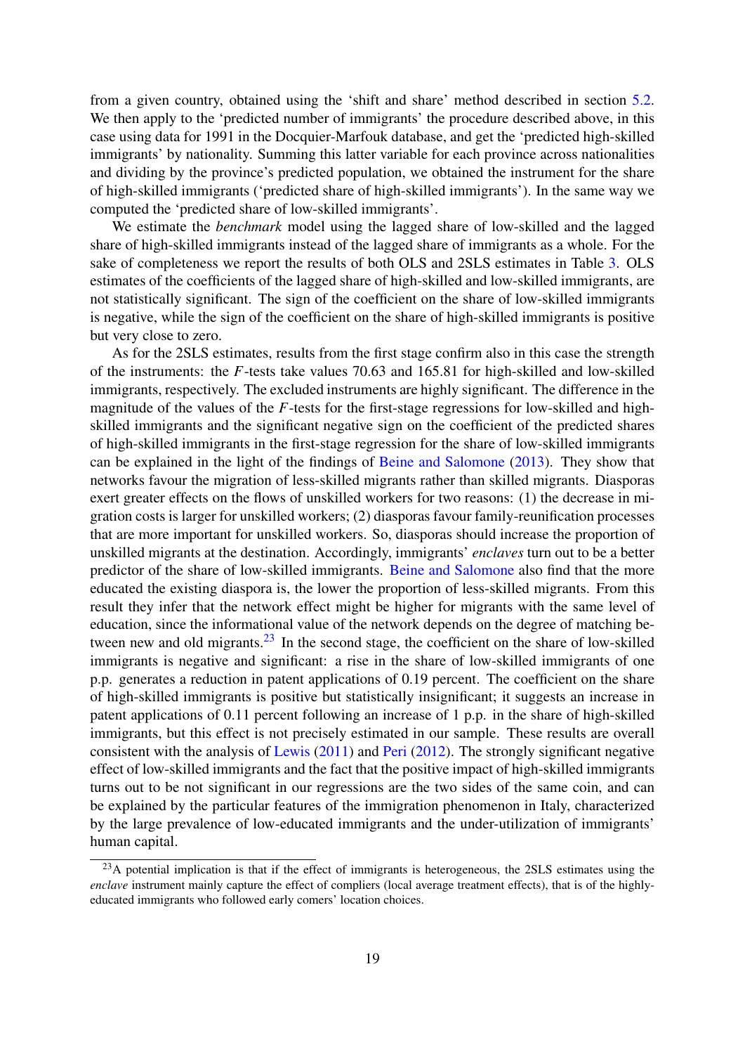from a given country, obtained using the 'shift and share' method described in section 5.2. We then apply to the 'predicted number of immigrants' the procedure described above, in this case using data for 1991 in the Docquier-Marfouk database, and get the 'predicted high-skilled immigrants' by nationality. Summing this latter variable for each province across nationalities and dividing by the province's predicted population, we obtained the instrument for the share of high-skilled immigrants ('predicted share of high-skilled immigrants'). In the same way we computed the 'predicted share of low-skilled immigrants'.

We estimate the *benchmark* model using the lagged share of low-skilled and the lagged share of high-skilled immigrants instead of the lagged share of immigrants as a whole. For the sake of completeness we report the results of both OLS and 2SLS estimates in Table 3. OLS estimates of the coefficients of the lagged share of high-skilled and low-skilled immigrants, are not statistically significant. The sign of the coefficient on the share of low-skilled immigrants is negative, while the sign of the coefficient on the share of high-skilled immigrants is positive but very close to zero.

As for the 2SLS estimates, results from the first stage confirm also in this case the strength of the instruments: the $F$-tests take values 70.63 and 165.81 for high-skilled and low-skilled immigrants, respectively. The excluded instruments are highly significant. The difference in the magnitude of the values of the $F$-tests for the first-stage regressions for low-skilled and high-skilled immigrants and the significant negative sign on the coefficient of the predicted shares of high-skilled immigrants in the first-stage regression for the share of low-skilled immigrants can be explained in the light of the findings of Beine and Salomone (2013). They show that networks favour the migration of less-skilled migrants rather than skilled migrants. Diasporas exert greater effects on the flows of unskilled workers for two reasons: (1) the decrease in migration costs is larger for unskilled workers; (2) diasporas favour family-reunification processes that are more important for unskilled workers. So, diasporas should increase the proportion of unskilled migrants at the destination. Accordingly, immigrants' *enclaves* turn out to be a better predictor of the share of low-skilled immigrants. Beine and Salomone also find that the more educated the existing diaspora is, the lower the proportion of less-skilled migrants. From this result they infer that the network effect might be higher for migrants with the same level of education, since the informational value of the network depends on the degree of matching between new and old migrants.[23] In the second stage, the coefficient on the share of low-skilled immigrants is negative and significant: a rise in the share of low-skilled immigrants of one p.p. generates a reduction in patent applications of 0.19 percent. The coefficient on the share of high-skilled immigrants is positive but statistically insignificant; it suggests an increase in patent applications of 0.11 percent following an increase of 1 p.p. in the share of high-skilled immigrants, but this effect is not precisely estimated in our sample. These results are overall consistent with the analysis of Lewis (2011) and Peri (2012). The strongly significant negative effect of low-skilled immigrants and the fact that the positive impact of high-skilled immigrants turns out to be not significant in our regressions are the two sides of the same coin, and can be explained by the particular features of the immigration phenomenon in Italy, characterized by the large prevalence of low-educated immigrants and the under-utilization of immigrants' human capital.

---

[23] A potential implication is that if the effect of immigrants is heterogeneous, the 2SLS estimates using the *enclave* instrument mainly capture the effect of compliers (local average treatment effects), that is of the highly-educated immigrants who followed early comers' location choices.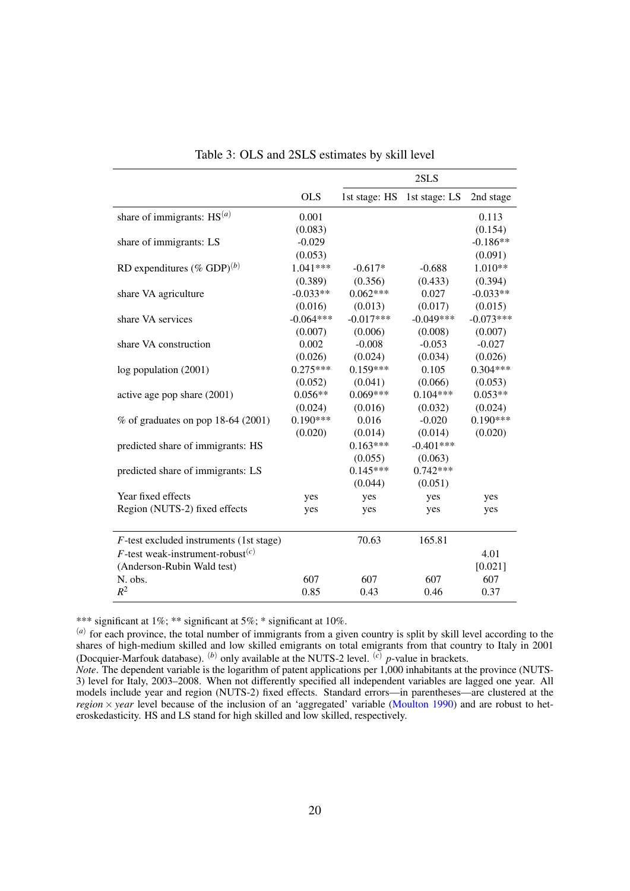Table 3: OLS and 2SLS estimates by skill level

| | | 2SLS | | |
|---|---|---|---|---|
| | OLS | 1st stage: HS | 1st stage: LS | 2nd stage |
| share of immigrants: HS[(a)] | 0.001 | | | 0.113 |
| | (0.083) | | | (0.154) |
| share of immigrants: LS | -0.029 | | | -0.186** |
| | (0.053) | | | (0.091) |
| RD expenditures (% GDP)[(b)] | 1.041*** | -0.617* | -0.688 | 1.010** |
| | (0.389) | (0.356) | (0.433) | (0.394) |
| share VA agriculture | -0.033** | 0.062*** | 0.027 | -0.033** |
| | (0.016) | (0.013) | (0.017) | (0.015) |
| share VA services | -0.064*** | -0.017*** | -0.049*** | -0.073*** |
| | (0.007) | (0.006) | (0.008) | (0.007) |
| share VA construction | 0.002 | -0.008 | -0.053 | -0.027 |
| | (0.026) | (0.024) | (0.034) | (0.026) |
| log population (2001) | 0.275*** | 0.159*** | 0.105 | 0.304*** |
| | (0.052) | (0.041) | (0.066) | (0.053) |
| active age pop share (2001) | 0.056** | 0.069*** | 0.104*** | 0.053** |
| | (0.024) | (0.016) | (0.032) | (0.024) |
| % of graduates on pop 18-64 (2001) | 0.190*** | 0.016 | -0.020 | 0.190*** |
| | (0.020) | (0.014) | (0.014) | (0.020) |
| predicted share of immigrants: HS | | 0.163*** | -0.401*** | |
| | | (0.055) | (0.063) | |
| predicted share of immigrants: LS | | 0.145*** | 0.742*** | |
| | | (0.044) | (0.051) | |
| Year fixed effects | yes | yes | yes | yes |
| Region (NUTS-2) fixed effects | yes | yes | yes | yes |
| $F$-test excluded instruments (1st stage) | | 70.63 | 165.81 | |
| $F$-test weak-instrument-robust[(c)] | | | | 4.01 |
| (Anderson-Rubin Wald test) | | | | [0.021] |
| N. obs. | 607 | 607 | 607 | 607 |
| $R^2$ | 0.85 | 0.43 | 0.46 | 0.37 |

*** significant at 1%; ** significant at 5%; * significant at 10%.

[(a)] for each province, the total number of immigrants from a given country is split by skill level according to the shares of high-medium skilled and low skilled emigrants on total emigrants from that country to Italy in 2001 (Docquier-Marfouk database). [(b)] only available at the NUTS-2 level. [(c)] $p$-value in brackets.

*Note*. The dependent variable is the logarithm of patent applications per 1,000 inhabitants at the province (NUTS-3) level for Italy, 2003–2008. When not differently specified all independent variables are lagged one year. All models include year and region (NUTS-2) fixed effects. Standard errors—in parentheses—are clustered at the *region* × *year* level because of the inclusion of an 'aggregated' variable (Moulton 1990) and are robust to heteroskedasticity. HS and LS stand for high skilled and low skilled, respectively.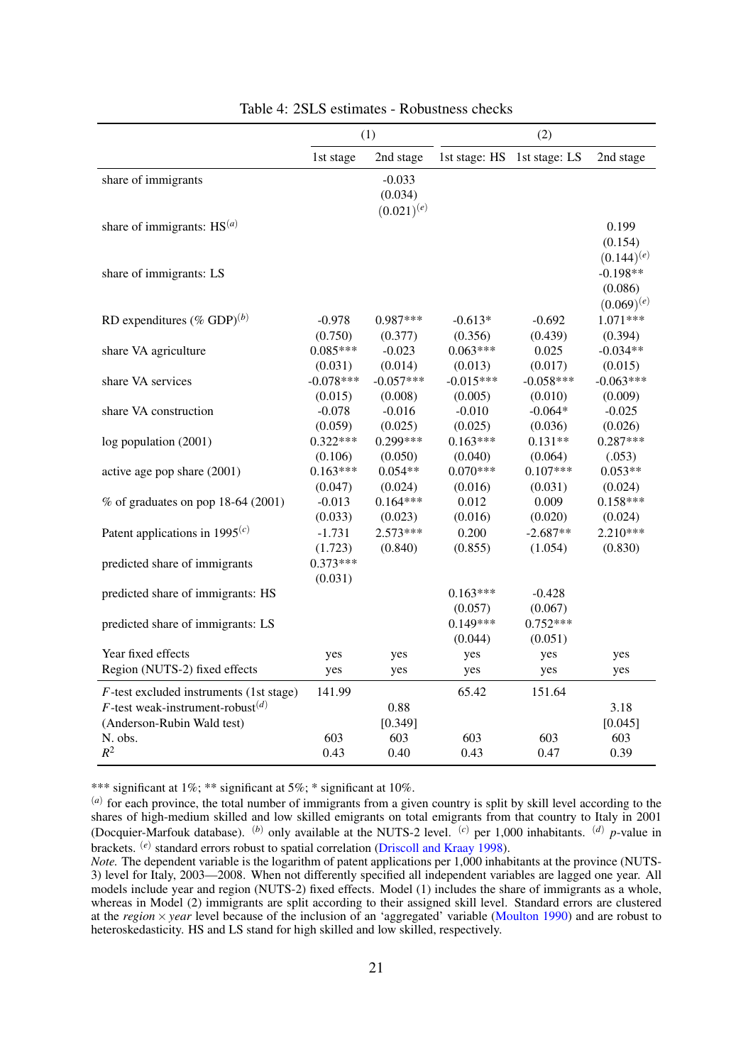Table 4: 2SLS estimates - Robustness checks

| | (1) | | (2) | | |
|---|---|---|---|---|---|
| | 1st stage | 2nd stage | 1st stage: HS | 1st stage: LS | 2nd stage |
| share of immigrants | | -0.033 | | | |
| | | (0.034) | | | |
| | | (0.021)[e] | | | |
| share of immigrants: HS[a] | | | | | 0.199 |
| | | | | | (0.154) |
| | | | | | (0.144)[e] |
| share of immigrants: LS | | | | | -0.198** |
| | | | | | (0.086) |
| | | | | | (0.069)[e] |
| RD expenditures (% GDP)[b] | -0.978 | 0.987*** | -0.613* | -0.692 | 1.071*** |
| | (0.750) | (0.377) | (0.356) | (0.439) | (0.394) |
| share VA agriculture | 0.085*** | -0.023 | 0.063*** | 0.025 | -0.034** |
| | (0.031) | (0.014) | (0.013) | (0.017) | (0.015) |
| share VA services | -0.078*** | -0.057*** | -0.015*** | -0.058*** | -0.063*** |
| | (0.015) | (0.008) | (0.005) | (0.010) | (0.009) |
| share VA construction | -0.078 | -0.016 | -0.010 | -0.064* | -0.025 |
| | (0.059) | (0.025) | (0.025) | (0.036) | (0.026) |
| log population (2001) | 0.322*** | 0.299*** | 0.163*** | 0.131** | 0.287*** |
| | (0.106) | (0.050) | (0.040) | (0.064) | (.053) |
| active age pop share (2001) | 0.163*** | 0.054** | 0.070*** | 0.107*** | 0.053** |
| | (0.047) | (0.024) | (0.016) | (0.031) | (0.024) |
| % of graduates on pop 18-64 (2001) | -0.013 | 0.164*** | 0.012 | 0.009 | 0.158*** |
| | (0.033) | (0.023) | (0.016) | (0.020) | (0.024) |
| Patent applications in 1995[c] | -1.731 | 2.573*** | 0.200 | -2.687** | 2.210*** |
| | (1.723) | (0.840) | (0.855) | (1.054) | (0.830) |
| predicted share of immigrants | 0.373*** | | | | |
| | (0.031) | | | | |
| predicted share of immigrants: HS | | | 0.163*** | -0.428 | |
| | | | (0.057) | (0.067) | |
| predicted share of immigrants: LS | | | 0.149*** | 0.752*** | |
| | | | (0.044) | (0.051) | |
| Year fixed effects | yes | yes | yes | yes | yes |
| Region (NUTS-2) fixed effects | yes | yes | yes | yes | yes |
| $F$-test excluded instruments (1st stage) | 141.99 | | 65.42 | 151.64 | |
| $F$-test weak-instrument-robust[d] | | 0.88 | | | 3.18 |
| (Anderson-Rubin Wald test) | | [0.349] | | | [0.045] |
| N. obs. | 603 | 603 | 603 | 603 | 603 |
| $R^2$ | 0.43 | 0.40 | 0.43 | 0.47 | 0.39 |

*** significant at 1%; ** significant at 5%; * significant at 10%.
[a] for each province, the total number of immigrants from a given country is split by skill level according to the shares of high-medium skilled and low skilled emigrants on total emigrants from that country to Italy in 2001 (Docquier-Marfouk database). [b] only available at the NUTS-2 level. [c] per 1,000 inhabitants. [d] $p$-value in brackets. [e] standard errors robust to spatial correlation (Driscoll and Kraay 1998).
*Note.* The dependent variable is the logarithm of patent applications per 1,000 inhabitants at the province (NUTS-3) level for Italy, 2003—2008. When not differently specified all independent variables are lagged one year. All models include year and region (NUTS-2) fixed effects. Model (1) includes the share of immigrants as a whole, whereas in Model (2) immigrants are split according to their assigned skill level. Standard errors are clustered at the *region* × *year* level because of the inclusion of an 'aggregated' variable (Moulton 1990) and are robust to heteroskedasticity. HS and LS stand for high skilled and low skilled, respectively.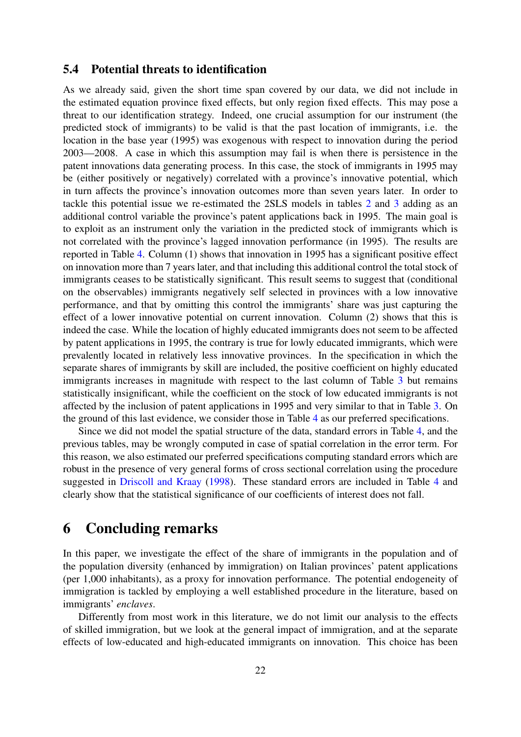### 5.4 Potential threats to identification

As we already said, given the short time span covered by our data, we did not include in the estimated equation province fixed effects, but only region fixed effects. This may pose a threat to our identification strategy. Indeed, one crucial assumption for our instrument (the predicted stock of immigrants) to be valid is that the past location of immigrants, i.e. the location in the base year (1995) was exogenous with respect to innovation during the period 2003—2008. A case in which this assumption may fail is when there is persistence in the patent innovations data generating process. In this case, the stock of immigrants in 1995 may be (either positively or negatively) correlated with a province's innovative potential, which in turn affects the province's innovation outcomes more than seven years later. In order to tackle this potential issue we re-estimated the 2SLS models in tables 2 and 3 adding as an additional control variable the province's patent applications back in 1995. The main goal is to exploit as an instrument only the variation in the predicted stock of immigrants which is not correlated with the province's lagged innovation performance (in 1995). The results are reported in Table 4. Column (1) shows that innovation in 1995 has a significant positive effect on innovation more than 7 years later, and that including this additional control the total stock of immigrants ceases to be statistically significant. This result seems to suggest that (conditional on the observables) immigrants negatively self selected in provinces with a low innovative performance, and that by omitting this control the immigrants' share was just capturing the effect of a lower innovative potential on current innovation. Column (2) shows that this is indeed the case. While the location of highly educated immigrants does not seem to be affected by patent applications in 1995, the contrary is true for lowly educated immigrants, which were prevalently located in relatively less innovative provinces. In the specification in which the separate shares of immigrants by skill are included, the positive coefficient on highly educated immigrants increases in magnitude with respect to the last column of Table 3 but remains statistically insignificant, while the coefficient on the stock of low educated immigrants is not affected by the inclusion of patent applications in 1995 and very similar to that in Table 3. On the ground of this last evidence, we consider those in Table 4 as our preferred specifications.

Since we did not model the spatial structure of the data, standard errors in Table 4, and the previous tables, may be wrongly computed in case of spatial correlation in the error term. For this reason, we also estimated our preferred specifications computing standard errors which are robust in the presence of very general forms of cross sectional correlation using the procedure suggested in Driscoll and Kraay (1998). These standard errors are included in Table 4 and clearly show that the statistical significance of our coefficients of interest does not fall.

## 6 Concluding remarks

In this paper, we investigate the effect of the share of immigrants in the population and of the population diversity (enhanced by immigration) on Italian provinces' patent applications (per 1,000 inhabitants), as a proxy for innovation performance. The potential endogeneity of immigration is tackled by employing a well established procedure in the literature, based on immigrants' *enclaves*.

Differently from most work in this literature, we do not limit our analysis to the effects of skilled immigration, but we look at the general impact of immigration, and at the separate effects of low-educated and high-educated immigrants on innovation. This choice has been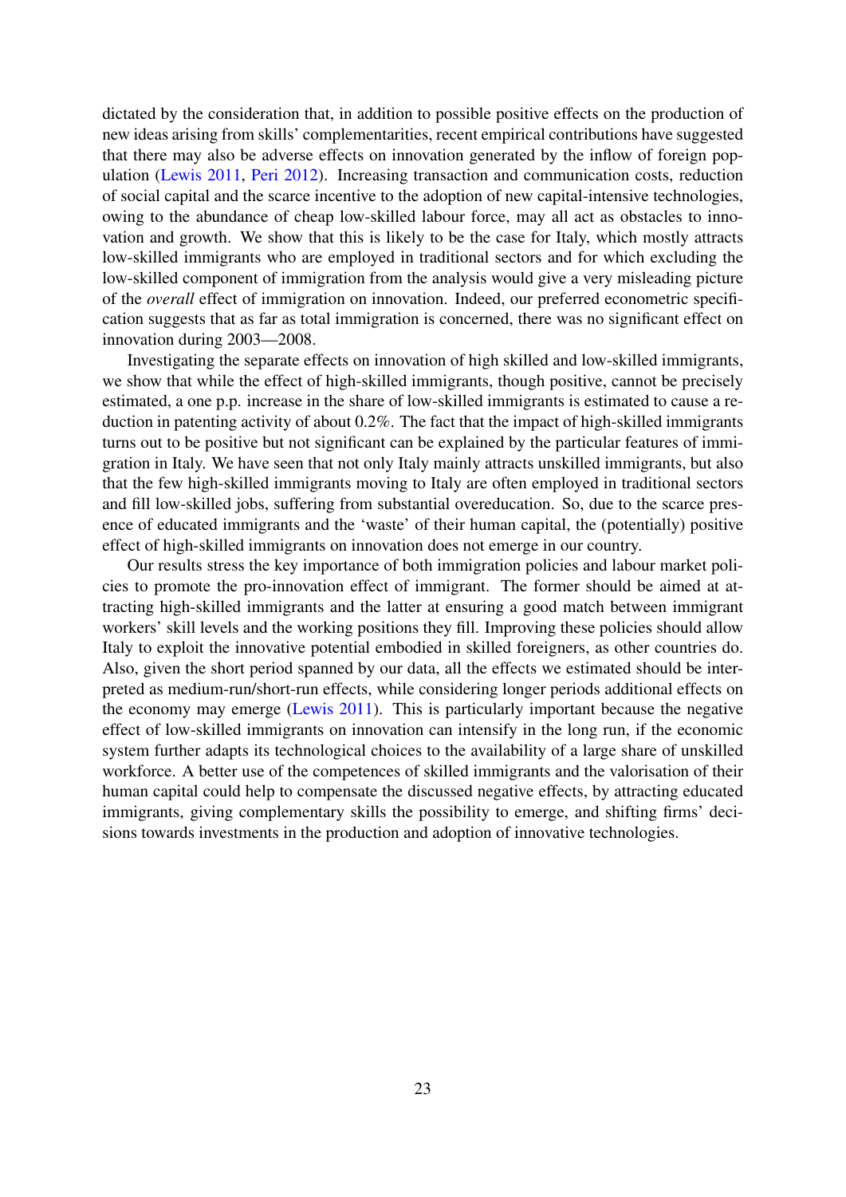dictated by the consideration that, in addition to possible positive effects on the production of new ideas arising from skills' complementarities, recent empirical contributions have suggested that there may also be adverse effects on innovation generated by the inflow of foreign population (Lewis 2011, Peri 2012). Increasing transaction and communication costs, reduction of social capital and the scarce incentive to the adoption of new capital-intensive technologies, owing to the abundance of cheap low-skilled labour force, may all act as obstacles to innovation and growth. We show that this is likely to be the case for Italy, which mostly attracts low-skilled immigrants who are employed in traditional sectors and for which excluding the low-skilled component of immigration from the analysis would give a very misleading picture of the *overall* effect of immigration on innovation. Indeed, our preferred econometric specification suggests that as far as total immigration is concerned, there was no significant effect on innovation during 2003—2008.

Investigating the separate effects on innovation of high skilled and low-skilled immigrants, we show that while the effect of high-skilled immigrants, though positive, cannot be precisely estimated, a one p.p. increase in the share of low-skilled immigrants is estimated to cause a reduction in patenting activity of about 0.2%. The fact that the impact of high-skilled immigrants turns out to be positive but not significant can be explained by the particular features of immigration in Italy. We have seen that not only Italy mainly attracts unskilled immigrants, but also that the few high-skilled immigrants moving to Italy are often employed in traditional sectors and fill low-skilled jobs, suffering from substantial overeducation. So, due to the scarce presence of educated immigrants and the 'waste' of their human capital, the (potentially) positive effect of high-skilled immigrants on innovation does not emerge in our country.

Our results stress the key importance of both immigration policies and labour market policies to promote the pro-innovation effect of immigrant. The former should be aimed at attracting high-skilled immigrants and the latter at ensuring a good match between immigrant workers' skill levels and the working positions they fill. Improving these policies should allow Italy to exploit the innovative potential embodied in skilled foreigners, as other countries do. Also, given the short period spanned by our data, all the effects we estimated should be interpreted as medium-run/short-run effects, while considering longer periods additional effects on the economy may emerge (Lewis 2011). This is particularly important because the negative effect of low-skilled immigrants on innovation can intensify in the long run, if the economic system further adapts its technological choices to the availability of a large share of unskilled workforce. A better use of the competences of skilled immigrants and the valorisation of their human capital could help to compensate the discussed negative effects, by attracting educated immigrants, giving complementary skills the possibility to emerge, and shifting firms' decisions towards investments in the production and adoption of innovative technologies.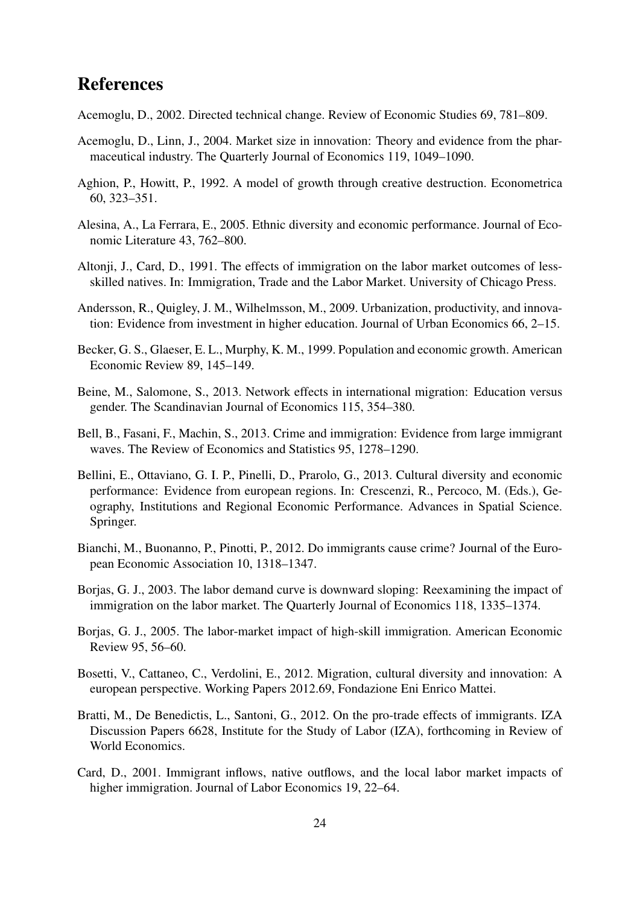# References

Acemoglu, D., 2002. Directed technical change. Review of Economic Studies 69, 781–809.

Acemoglu, D., Linn, J., 2004. Market size in innovation: Theory and evidence from the pharmaceutical industry. The Quarterly Journal of Economics 119, 1049–1090.

Aghion, P., Howitt, P., 1992. A model of growth through creative destruction. Econometrica 60, 323–351.

Alesina, A., La Ferrara, E., 2005. Ethnic diversity and economic performance. Journal of Economic Literature 43, 762–800.

Altonji, J., Card, D., 1991. The effects of immigration on the labor market outcomes of less-skilled natives. In: Immigration, Trade and the Labor Market. University of Chicago Press.

Andersson, R., Quigley, J. M., Wilhelmsson, M., 2009. Urbanization, productivity, and innovation: Evidence from investment in higher education. Journal of Urban Economics 66, 2–15.

Becker, G. S., Glaeser, E. L., Murphy, K. M., 1999. Population and economic growth. American Economic Review 89, 145–149.

Beine, M., Salomone, S., 2013. Network effects in international migration: Education versus gender. The Scandinavian Journal of Economics 115, 354–380.

Bell, B., Fasani, F., Machin, S., 2013. Crime and immigration: Evidence from large immigrant waves. The Review of Economics and Statistics 95, 1278–1290.

Bellini, E., Ottaviano, G. I. P., Pinelli, D., Prarolo, G., 2013. Cultural diversity and economic performance: Evidence from european regions. In: Crescenzi, R., Percoco, M. (Eds.), Geography, Institutions and Regional Economic Performance. Advances in Spatial Science. Springer.

Bianchi, M., Buonanno, P., Pinotti, P., 2012. Do immigrants cause crime? Journal of the European Economic Association 10, 1318–1347.

Borjas, G. J., 2003. The labor demand curve is downward sloping: Reexamining the impact of immigration on the labor market. The Quarterly Journal of Economics 118, 1335–1374.

Borjas, G. J., 2005. The labor-market impact of high-skill immigration. American Economic Review 95, 56–60.

Bosetti, V., Cattaneo, C., Verdolini, E., 2012. Migration, cultural diversity and innovation: A european perspective. Working Papers 2012.69, Fondazione Eni Enrico Mattei.

Bratti, M., De Benedictis, L., Santoni, G., 2012. On the pro-trade effects of immigrants. IZA Discussion Papers 6628, Institute for the Study of Labor (IZA), forthcoming in Review of World Economics.

Card, D., 2001. Immigrant inflows, native outflows, and the local labor market impacts of higher immigration. Journal of Labor Economics 19, 22–64.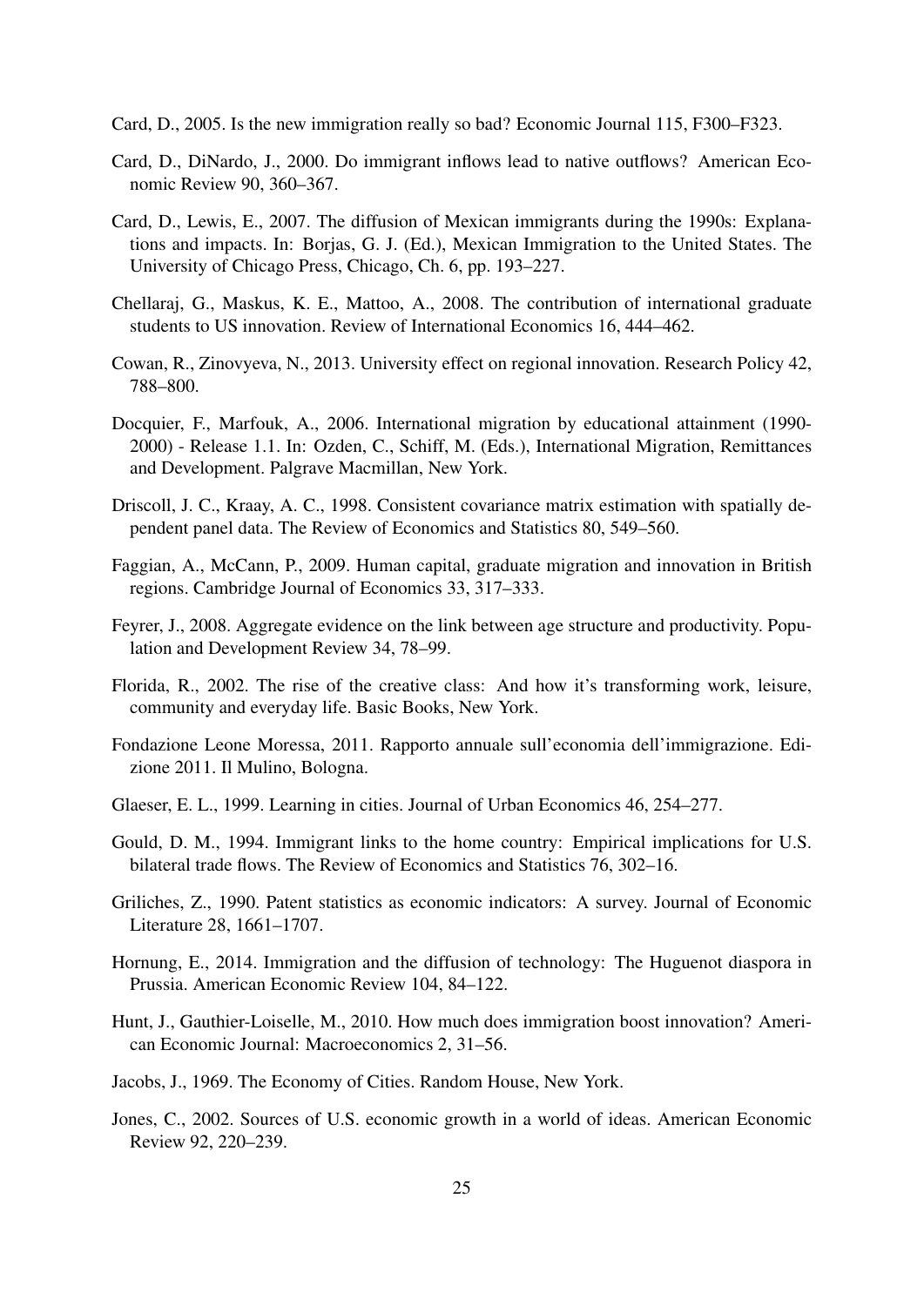Card, D., 2005. Is the new immigration really so bad? Economic Journal 115, F300–F323.

Card, D., DiNardo, J., 2000. Do immigrant inflows lead to native outflows? American Economic Review 90, 360–367.

Card, D., Lewis, E., 2007. The diffusion of Mexican immigrants during the 1990s: Explanations and impacts. In: Borjas, G. J. (Ed.), Mexican Immigration to the United States. The University of Chicago Press, Chicago, Ch. 6, pp. 193–227.

Chellaraj, G., Maskus, K. E., Mattoo, A., 2008. The contribution of international graduate students to US innovation. Review of International Economics 16, 444–462.

Cowan, R., Zinovyeva, N., 2013. University effect on regional innovation. Research Policy 42, 788–800.

Docquier, F., Marfouk, A., 2006. International migration by educational attainment (1990-2000) - Release 1.1. In: Ozden, C., Schiff, M. (Eds.), International Migration, Remittances and Development. Palgrave Macmillan, New York.

Driscoll, J. C., Kraay, A. C., 1998. Consistent covariance matrix estimation with spatially dependent panel data. The Review of Economics and Statistics 80, 549–560.

Faggian, A., McCann, P., 2009. Human capital, graduate migration and innovation in British regions. Cambridge Journal of Economics 33, 317–333.

Feyrer, J., 2008. Aggregate evidence on the link between age structure and productivity. Population and Development Review 34, 78–99.

Florida, R., 2002. The rise of the creative class: And how it's transforming work, leisure, community and everyday life. Basic Books, New York.

Fondazione Leone Moressa, 2011. Rapporto annuale sull'economia dell'immigrazione. Edizione 2011. Il Mulino, Bologna.

Glaeser, E. L., 1999. Learning in cities. Journal of Urban Economics 46, 254–277.

Gould, D. M., 1994. Immigrant links to the home country: Empirical implications for U.S. bilateral trade flows. The Review of Economics and Statistics 76, 302–16.

Griliches, Z., 1990. Patent statistics as economic indicators: A survey. Journal of Economic Literature 28, 1661–1707.

Hornung, E., 2014. Immigration and the diffusion of technology: The Huguenot diaspora in Prussia. American Economic Review 104, 84–122.

Hunt, J., Gauthier-Loiselle, M., 2010. How much does immigration boost innovation? American Economic Journal: Macroeconomics 2, 31–56.

Jacobs, J., 1969. The Economy of Cities. Random House, New York.

Jones, C., 2002. Sources of U.S. economic growth in a world of ideas. American Economic Review 92, 220–239.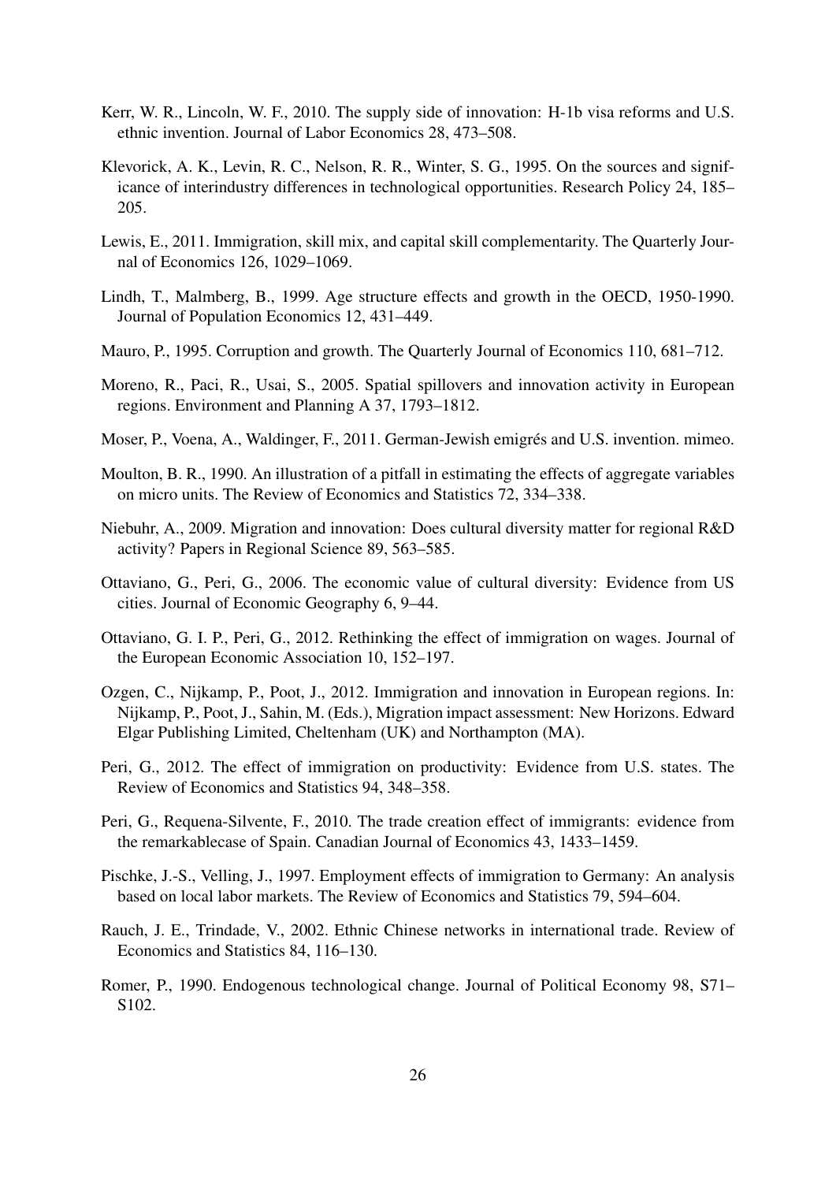Kerr, W. R., Lincoln, W. F., 2010. The supply side of innovation: H-1b visa reforms and U.S. ethnic invention. Journal of Labor Economics 28, 473–508.

Klevorick, A. K., Levin, R. C., Nelson, R. R., Winter, S. G., 1995. On the sources and significance of interindustry differences in technological opportunities. Research Policy 24, 185–205.

Lewis, E., 2011. Immigration, skill mix, and capital skill complementarity. The Quarterly Journal of Economics 126, 1029–1069.

Lindh, T., Malmberg, B., 1999. Age structure effects and growth in the OECD, 1950-1990. Journal of Population Economics 12, 431–449.

Mauro, P., 1995. Corruption and growth. The Quarterly Journal of Economics 110, 681–712.

Moreno, R., Paci, R., Usai, S., 2005. Spatial spillovers and innovation activity in European regions. Environment and Planning A 37, 1793–1812.

Moser, P., Voena, A., Waldinger, F., 2011. German-Jewish emigrés and U.S. invention. mimeo.

Moulton, B. R., 1990. An illustration of a pitfall in estimating the effects of aggregate variables on micro units. The Review of Economics and Statistics 72, 334–338.

Niebuhr, A., 2009. Migration and innovation: Does cultural diversity matter for regional R&D activity? Papers in Regional Science 89, 563–585.

Ottaviano, G., Peri, G., 2006. The economic value of cultural diversity: Evidence from US cities. Journal of Economic Geography 6, 9–44.

Ottaviano, G. I. P., Peri, G., 2012. Rethinking the effect of immigration on wages. Journal of the European Economic Association 10, 152–197.

Ozgen, C., Nijkamp, P., Poot, J., 2012. Immigration and innovation in European regions. In: Nijkamp, P., Poot, J., Sahin, M. (Eds.), Migration impact assessment: New Horizons. Edward Elgar Publishing Limited, Cheltenham (UK) and Northampton (MA).

Peri, G., 2012. The effect of immigration on productivity: Evidence from U.S. states. The Review of Economics and Statistics 94, 348–358.

Peri, G., Requena-Silvente, F., 2010. The trade creation effect of immigrants: evidence from the remarkablecase of Spain. Canadian Journal of Economics 43, 1433–1459.

Pischke, J.-S., Velling, J., 1997. Employment effects of immigration to Germany: An analysis based on local labor markets. The Review of Economics and Statistics 79, 594–604.

Rauch, J. E., Trindade, V., 2002. Ethnic Chinese networks in international trade. Review of Economics and Statistics 84, 116–130.

Romer, P., 1990. Endogenous technological change. Journal of Political Economy 98, S71–S102.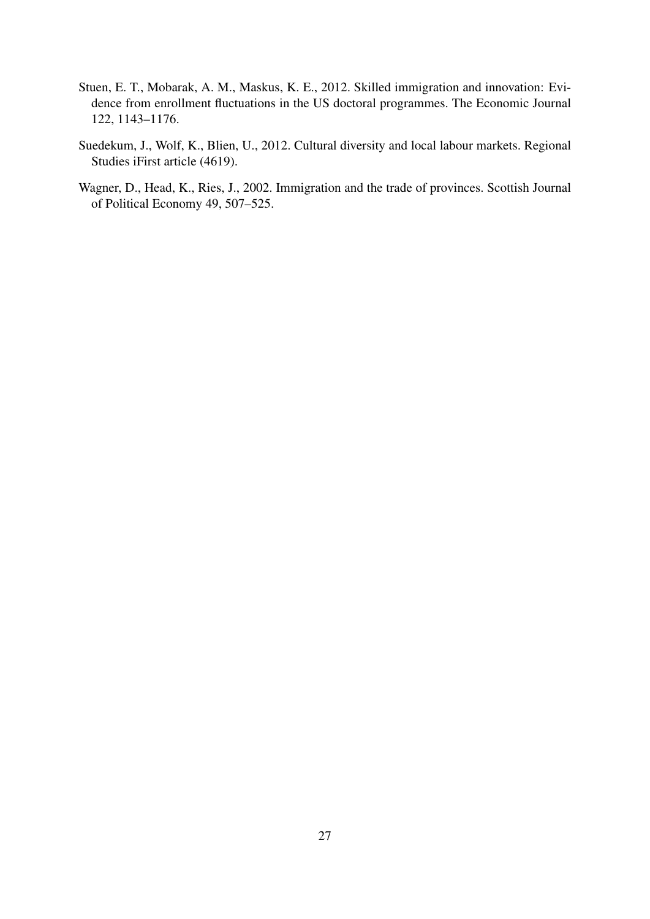Stuen, E. T., Mobarak, A. M., Maskus, K. E., 2012. Skilled immigration and innovation: Evidence from enrollment fluctuations in the US doctoral programmes. The Economic Journal 122, 1143–1176.

Suedekum, J., Wolf, K., Blien, U., 2012. Cultural diversity and local labour markets. Regional Studies iFirst article (4619).

Wagner, D., Head, K., Ries, J., 2002. Immigration and the trade of provinces. Scottish Journal of Political Economy 49, 507–525.